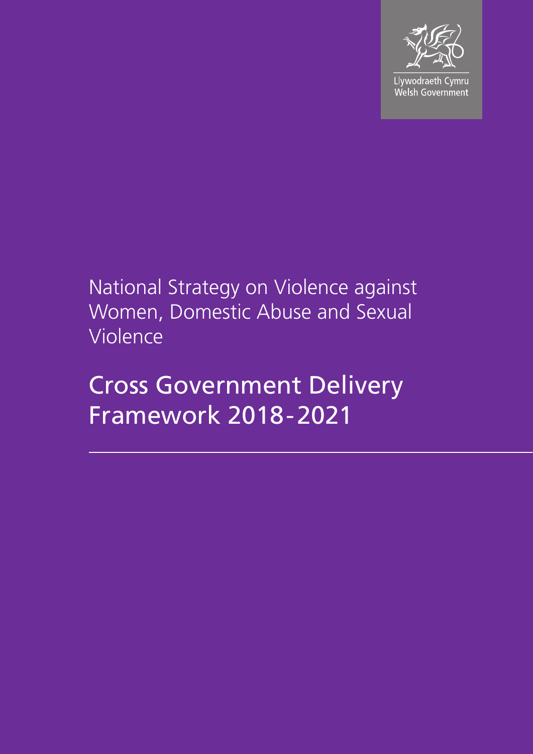Llywodraeth Cymru
Welsh Government

National Strategy on Violence against Women, Domestic Abuse and Sexual Violence

# Cross Government Delivery Framework 2018-2021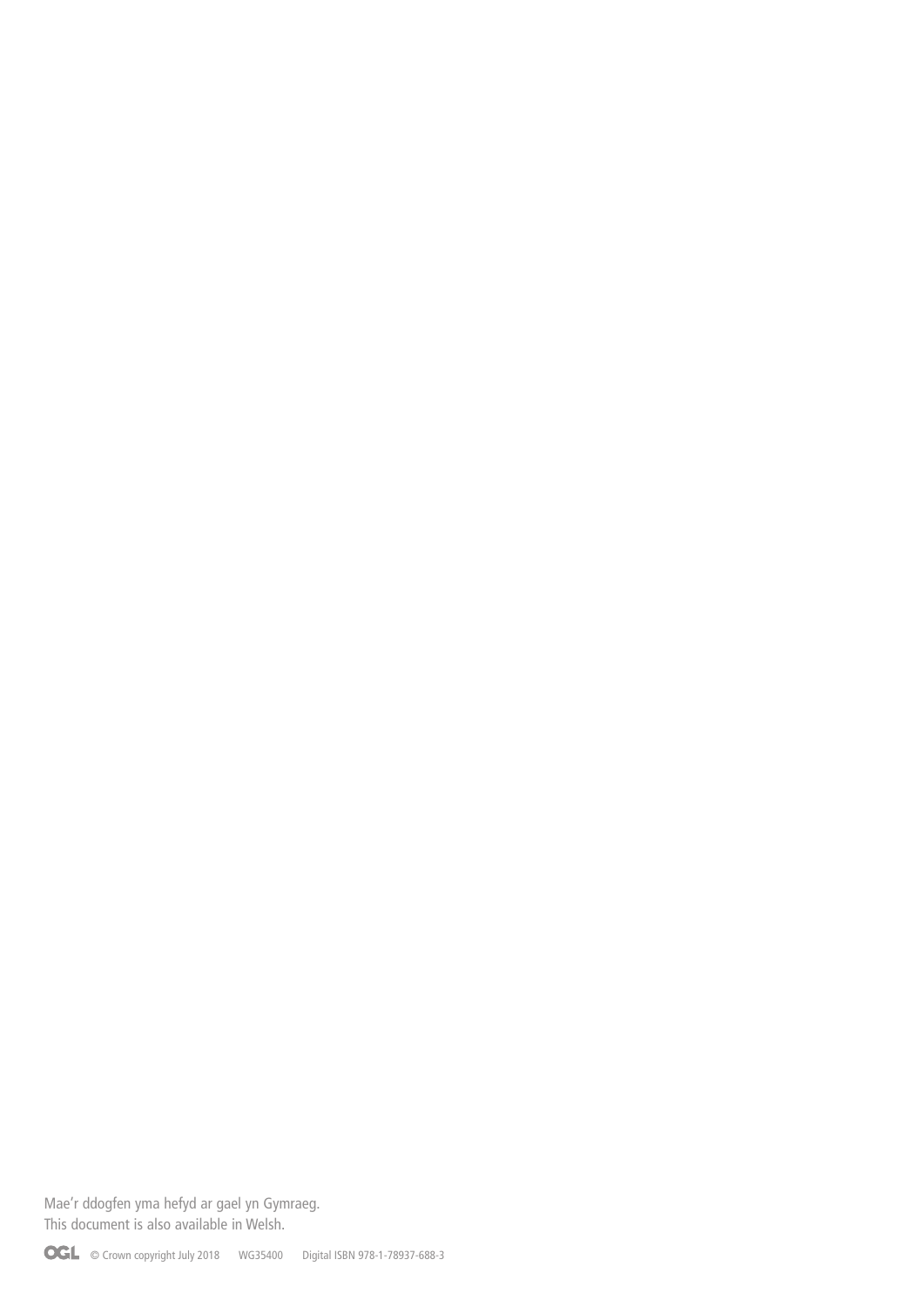Mae'r ddogfen yma hefyd ar gael yn Gymraeg.
This document is also available in Welsh.

OGL © Crown copyright July 2018 WG35400 Digital ISBN 978-1-78937-688-3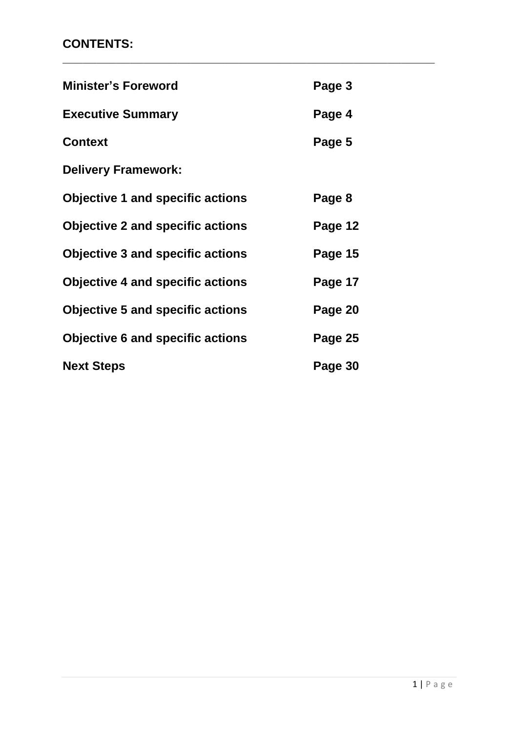**CONTENTS:**

---

| | |
|---|---|
| **Minister's Foreword** | **Page 3** |
| **Executive Summary** | **Page 4** |
| **Context** | **Page 5** |
| **Delivery Framework:** | |
| **Objective 1 and specific actions** | **Page 8** |
| **Objective 2 and specific actions** | **Page 12** |
| **Objective 3 and specific actions** | **Page 15** |
| **Objective 4 and specific actions** | **Page 17** |
| **Objective 5 and specific actions** | **Page 20** |
| **Objective 6 and specific actions** | **Page 25** |
| **Next Steps** | **Page 30** |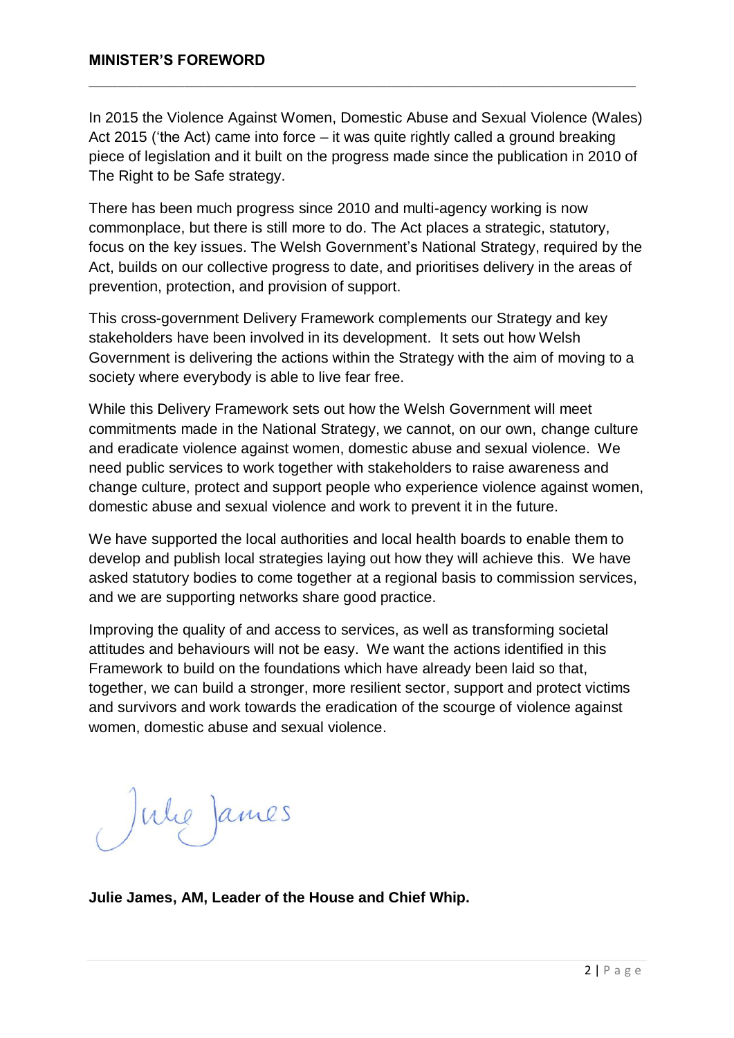## MINISTER'S FOREWORD

In 2015 the Violence Against Women, Domestic Abuse and Sexual Violence (Wales) Act 2015 ('the Act) came into force – it was quite rightly called a ground breaking piece of legislation and it built on the progress made since the publication in 2010 of The Right to be Safe strategy.

There has been much progress since 2010 and multi-agency working is now commonplace, but there is still more to do. The Act places a strategic, statutory, focus on the key issues. The Welsh Government's National Strategy, required by the Act, builds on our collective progress to date, and prioritises delivery in the areas of prevention, protection, and provision of support.

This cross-government Delivery Framework complements our Strategy and key stakeholders have been involved in its development. It sets out how Welsh Government is delivering the actions within the Strategy with the aim of moving to a society where everybody is able to live fear free.

While this Delivery Framework sets out how the Welsh Government will meet commitments made in the National Strategy, we cannot, on our own, change culture and eradicate violence against women, domestic abuse and sexual violence. We need public services to work together with stakeholders to raise awareness and change culture, protect and support people who experience violence against women, domestic abuse and sexual violence and work to prevent it in the future.

We have supported the local authorities and local health boards to enable them to develop and publish local strategies laying out how they will achieve this. We have asked statutory bodies to come together at a regional basis to commission services, and we are supporting networks share good practice.

Improving the quality of and access to services, as well as transforming societal attitudes and behaviours will not be easy. We want the actions identified in this Framework to build on the foundations which have already been laid so that, together, we can build a stronger, more resilient sector, support and protect victims and survivors and work towards the eradication of the scourge of violence against women, domestic abuse and sexual violence.

Julie James

**Julie James, AM, Leader of the House and Chief Whip.**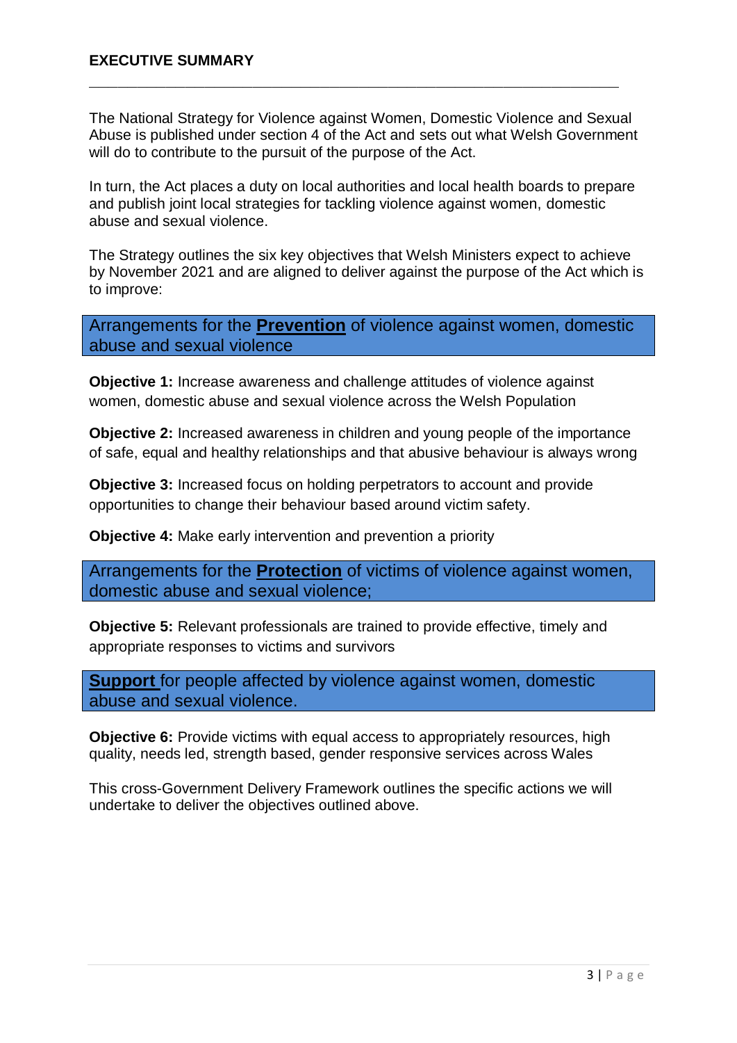## EXECUTIVE SUMMARY

---

The National Strategy for Violence against Women, Domestic Violence and Sexual Abuse is published under section 4 of the Act and sets out what Welsh Government will do to contribute to the pursuit of the purpose of the Act.

In turn, the Act places a duty on local authorities and local health boards to prepare and publish joint local strategies for tackling violence against women, domestic abuse and sexual violence.

The Strategy outlines the six key objectives that Welsh Ministers expect to achieve by November 2021 and are aligned to deliver against the purpose of the Act which is to improve:

### Arrangements for the **Prevention** of violence against women, domestic abuse and sexual violence

**Objective 1:** Increase awareness and challenge attitudes of violence against women, domestic abuse and sexual violence across the Welsh Population

**Objective 2:** Increased awareness in children and young people of the importance of safe, equal and healthy relationships and that abusive behaviour is always wrong

**Objective 3:** Increased focus on holding perpetrators to account and provide opportunities to change their behaviour based around victim safety.

**Objective 4:** Make early intervention and prevention a priority

### Arrangements for the **Protection** of victims of violence against women, domestic abuse and sexual violence;

**Objective 5:** Relevant professionals are trained to provide effective, timely and appropriate responses to victims and survivors

### **Support** for people affected by violence against women, domestic abuse and sexual violence.

**Objective 6:** Provide victims with equal access to appropriately resources, high quality, needs led, strength based, gender responsive services across Wales

This cross-Government Delivery Framework outlines the specific actions we will undertake to deliver the objectives outlined above.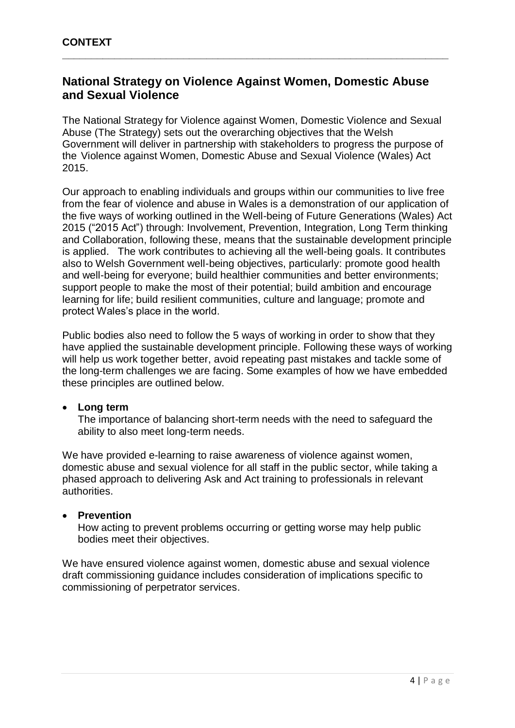**CONTEXT**

## National Strategy on Violence Against Women, Domestic Abuse and Sexual Violence

The National Strategy for Violence against Women, Domestic Violence and Sexual Abuse (The Strategy) sets out the overarching objectives that the Welsh Government will deliver in partnership with stakeholders to progress the purpose of the Violence against Women, Domestic Abuse and Sexual Violence (Wales) Act 2015.

Our approach to enabling individuals and groups within our communities to live free from the fear of violence and abuse in Wales is a demonstration of our application of the five ways of working outlined in the Well-being of Future Generations (Wales) Act 2015 ("2015 Act") through: Involvement, Prevention, Integration, Long Term thinking and Collaboration, following these, means that the sustainable development principle is applied. The work contributes to achieving all the well-being goals. It contributes also to Welsh Government well-being objectives, particularly: promote good health and well-being for everyone; build healthier communities and better environments; support people to make the most of their potential; build ambition and encourage learning for life; build resilient communities, culture and language; promote and protect Wales's place in the world.

Public bodies also need to follow the 5 ways of working in order to show that they have applied the sustainable development principle. Following these ways of working will help us work together better, avoid repeating past mistakes and tackle some of the long-term challenges we are facing. Some examples of how we have embedded these principles are outlined below.

- **Long term**
  The importance of balancing short-term needs with the need to safeguard the ability to also meet long-term needs.

We have provided e-learning to raise awareness of violence against women, domestic abuse and sexual violence for all staff in the public sector, while taking a phased approach to delivering Ask and Act training to professionals in relevant authorities.

- **Prevention**
  How acting to prevent problems occurring or getting worse may help public bodies meet their objectives.

We have ensured violence against women, domestic abuse and sexual violence draft commissioning guidance includes consideration of implications specific to commissioning of perpetrator services.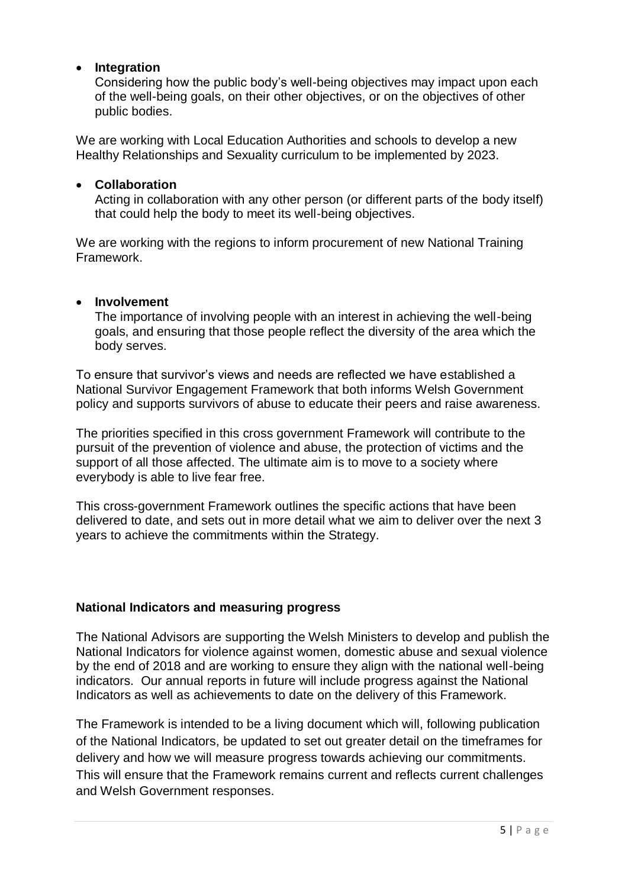- **Integration**
  Considering how the public body's well-being objectives may impact upon each of the well-being goals, on their other objectives, or on the objectives of other public bodies.

We are working with Local Education Authorities and schools to develop a new Healthy Relationships and Sexuality curriculum to be implemented by 2023.

- **Collaboration**
  Acting in collaboration with any other person (or different parts of the body itself) that could help the body to meet its well-being objectives.

We are working with the regions to inform procurement of new National Training Framework.

- **Involvement**
  The importance of involving people with an interest in achieving the well-being goals, and ensuring that those people reflect the diversity of the area which the body serves.

To ensure that survivor's views and needs are reflected we have established a National Survivor Engagement Framework that both informs Welsh Government policy and supports survivors of abuse to educate their peers and raise awareness.

The priorities specified in this cross government Framework will contribute to the pursuit of the prevention of violence and abuse, the protection of victims and the support of all those affected. The ultimate aim is to move to a society where everybody is able to live fear free.

This cross-government Framework outlines the specific actions that have been delivered to date, and sets out in more detail what we aim to deliver over the next 3 years to achieve the commitments within the Strategy.

**National Indicators and measuring progress**

The National Advisors are supporting the Welsh Ministers to develop and publish the National Indicators for violence against women, domestic abuse and sexual violence by the end of 2018 and are working to ensure they align with the national well-being indicators. Our annual reports in future will include progress against the National Indicators as well as achievements to date on the delivery of this Framework.

The Framework is intended to be a living document which will, following publication of the National Indicators, be updated to set out greater detail on the timeframes for delivery and how we will measure progress towards achieving our commitments. This will ensure that the Framework remains current and reflects current challenges and Welsh Government responses.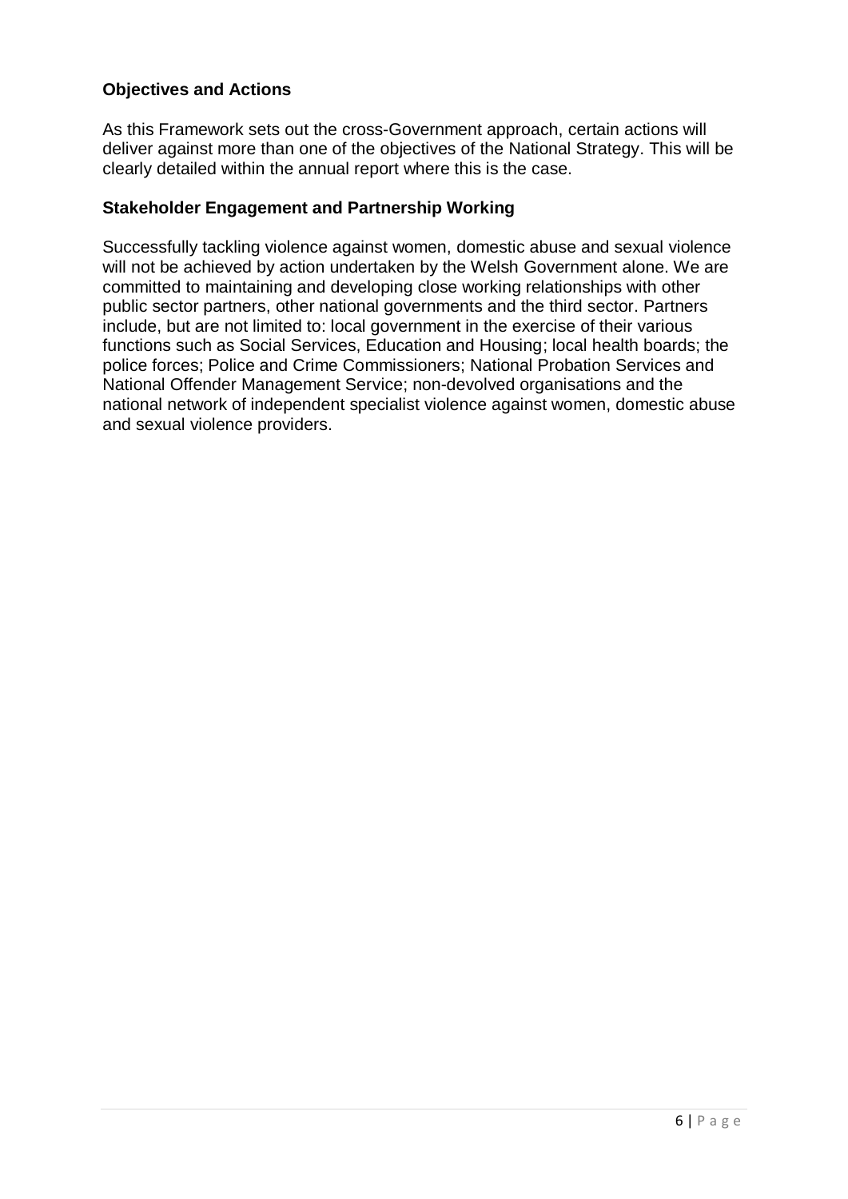**Objectives and Actions**

As this Framework sets out the cross-Government approach, certain actions will deliver against more than one of the objectives of the National Strategy. This will be clearly detailed within the annual report where this is the case.

**Stakeholder Engagement and Partnership Working**

Successfully tackling violence against women, domestic abuse and sexual violence will not be achieved by action undertaken by the Welsh Government alone. We are committed to maintaining and developing close working relationships with other public sector partners, other national governments and the third sector. Partners include, but are not limited to: local government in the exercise of their various functions such as Social Services, Education and Housing; local health boards; the police forces; Police and Crime Commissioners; National Probation Services and National Offender Management Service; non-devolved organisations and the national network of independent specialist violence against women, domestic abuse and sexual violence providers.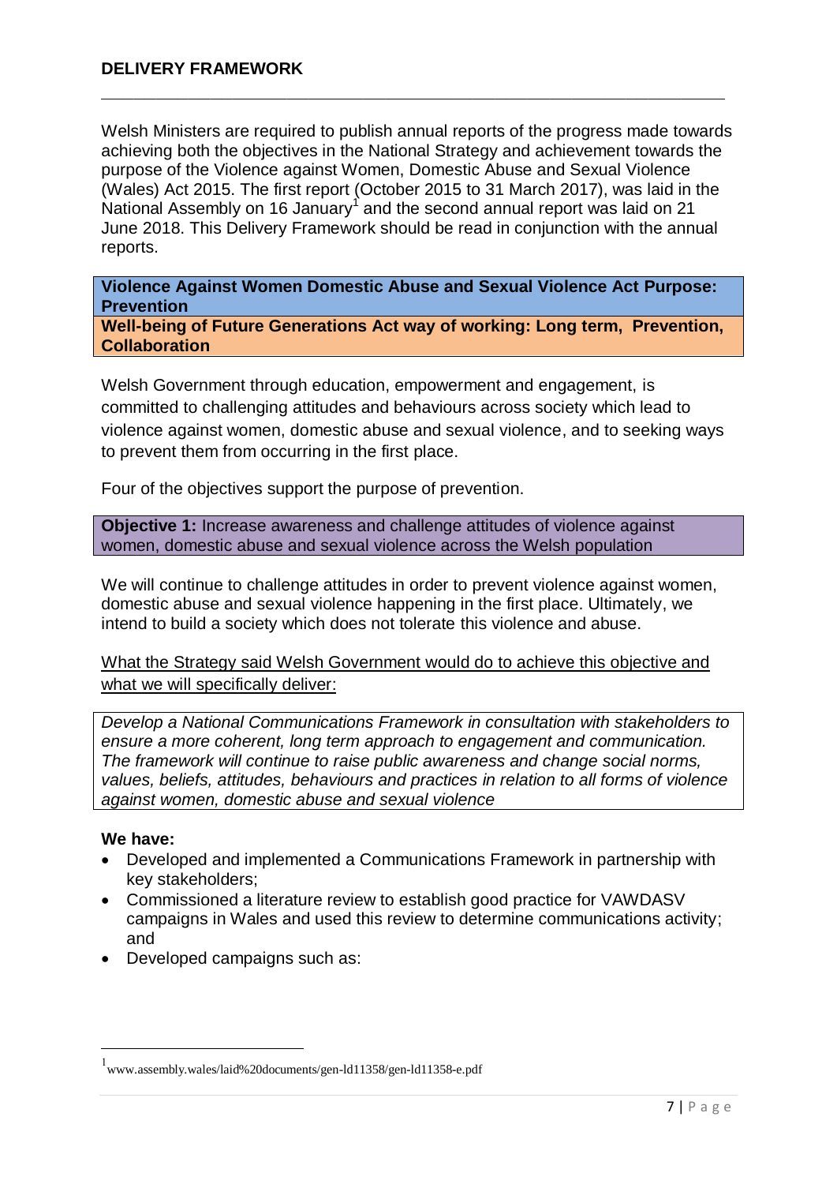## DELIVERY FRAMEWORK

Welsh Ministers are required to publish annual reports of the progress made towards achieving both the objectives in the National Strategy and achievement towards the purpose of the Violence against Women, Domestic Abuse and Sexual Violence (Wales) Act 2015. The first report (October 2015 to 31 March 2017), was laid in the National Assembly on 16 January[1] and the second annual report was laid on 21 June 2018. This Delivery Framework should be read in conjunction with the annual reports.

**Violence Against Women Domestic Abuse and Sexual Violence Act Purpose: Prevention**

**Well-being of Future Generations Act way of working: Long term, Prevention, Collaboration**

Welsh Government through education, empowerment and engagement, is committed to challenging attitudes and behaviours across society which lead to violence against women, domestic abuse and sexual violence, and to seeking ways to prevent them from occurring in the first place.

Four of the objectives support the purpose of prevention.

**Objective 1:** Increase awareness and challenge attitudes of violence against women, domestic abuse and sexual violence across the Welsh population

We will continue to challenge attitudes in order to prevent violence against women, domestic abuse and sexual violence happening in the first place. Ultimately, we intend to build a society which does not tolerate this violence and abuse.

<u>What the Strategy said Welsh Government would do to achieve this objective and what we will specifically deliver:</u>

*Develop a National Communications Framework in consultation with stakeholders to ensure a more coherent, long term approach to engagement and communication. The framework will continue to raise public awareness and change social norms, values, beliefs, attitudes, behaviours and practices in relation to all forms of violence against women, domestic abuse and sexual violence*

**We have:**

- Developed and implemented a Communications Framework in partnership with key stakeholders;
- Commissioned a literature review to establish good practice for VAWDASV campaigns in Wales and used this review to determine communications activity; and
- Developed campaigns such as:

[1] www.assembly.wales/laid%20documents/gen-ld11358/gen-ld11358-e.pdf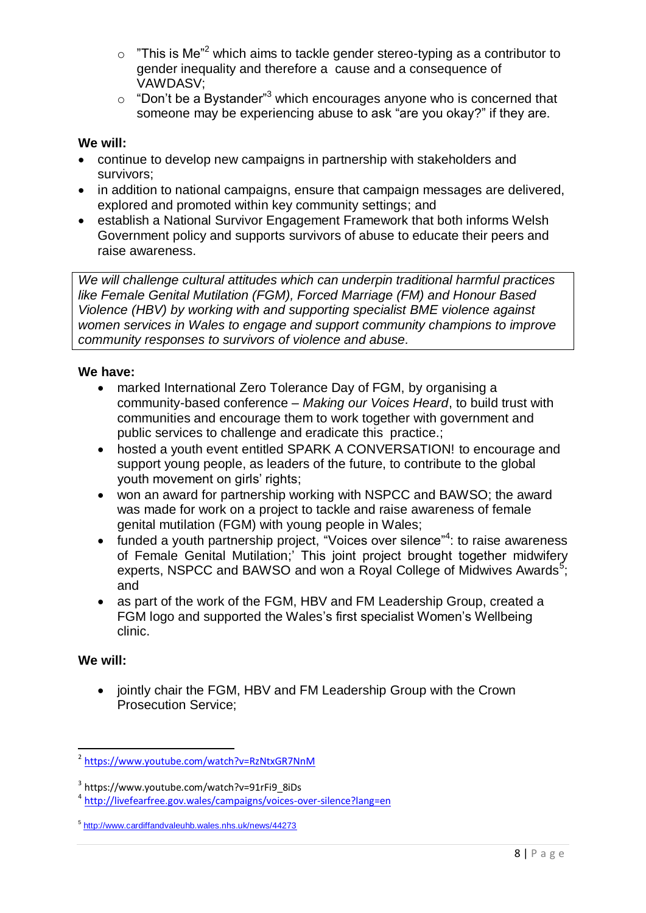- "This is Me"[2] which aims to tackle gender stereo-typing as a contributor to gender inequality and therefore a cause and a consequence of VAWDASV;
- "Don't be a Bystander"[3] which encourages anyone who is concerned that someone may be experiencing abuse to ask "are you okay?" if they are.

**We will:**

- continue to develop new campaigns in partnership with stakeholders and survivors;
- in addition to national campaigns, ensure that campaign messages are delivered, explored and promoted within key community settings; and
- establish a National Survivor Engagement Framework that both informs Welsh Government policy and supports survivors of abuse to educate their peers and raise awareness.

*We will challenge cultural attitudes which can underpin traditional harmful practices like Female Genital Mutilation (FGM), Forced Marriage (FM) and Honour Based Violence (HBV) by working with and supporting specialist BME violence against women services in Wales to engage and support community champions to improve community responses to survivors of violence and abuse.*

**We have:**

- marked International Zero Tolerance Day of FGM, by organising a community-based conference – *Making our Voices Heard*, to build trust with communities and encourage them to work together with government and public services to challenge and eradicate this practice.;
- hosted a youth event entitled SPARK A CONVERSATION! to encourage and support young people, as leaders of the future, to contribute to the global youth movement on girls' rights;
- won an award for partnership working with NSPCC and BAWSO; the award was made for work on a project to tackle and raise awareness of female genital mutilation (FGM) with young people in Wales;
- funded a youth partnership project, "Voices over silence"[4]: to raise awareness of Female Genital Mutilation;' This joint project brought together midwifery experts, NSPCC and BAWSO and won a Royal College of Midwives Awards[5]; and
- as part of the work of the FGM, HBV and FM Leadership Group, created a FGM logo and supported the Wales's first specialist Women's Wellbeing clinic.

**We will:**

- jointly chair the FGM, HBV and FM Leadership Group with the Crown Prosecution Service;

---

[2] https://www.youtube.com/watch?v=RzNtxGR7NnM

[3] https://www.youtube.com/watch?v=91rFi9_8iDs

[4] http://livefearfree.gov.wales/campaigns/voices-over-silence?lang=en

[5] http://www.cardiffandvaleuhb.wales.nhs.uk/news/44273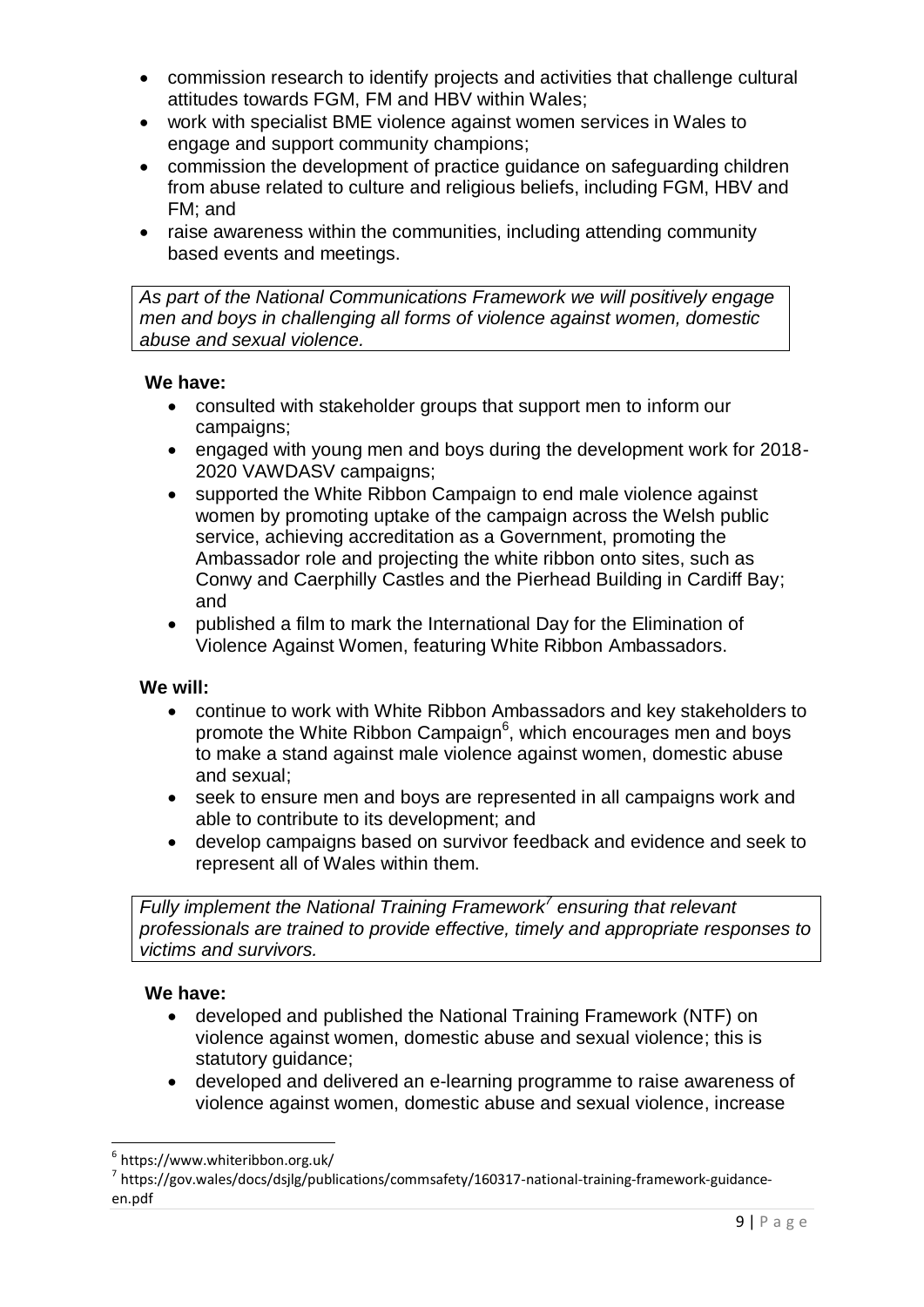- commission research to identify projects and activities that challenge cultural attitudes towards FGM, FM and HBV within Wales;
- work with specialist BME violence against women services in Wales to engage and support community champions;
- commission the development of practice guidance on safeguarding children from abuse related to culture and religious beliefs, including FGM, HBV and FM; and
- raise awareness within the communities, including attending community based events and meetings.

*As part of the National Communications Framework we will positively engage men and boys in challenging all forms of violence against women, domestic abuse and sexual violence.*

**We have:**

- consulted with stakeholder groups that support men to inform our campaigns;
- engaged with young men and boys during the development work for 2018-2020 VAWDASV campaigns;
- supported the White Ribbon Campaign to end male violence against women by promoting uptake of the campaign across the Welsh public service, achieving accreditation as a Government, promoting the Ambassador role and projecting the white ribbon onto sites, such as Conwy and Caerphilly Castles and the Pierhead Building in Cardiff Bay; and
- published a film to mark the International Day for the Elimination of Violence Against Women, featuring White Ribbon Ambassadors.

**We will:**

- continue to work with White Ribbon Ambassadors and key stakeholders to promote the White Ribbon Campaign[6], which encourages men and boys to make a stand against male violence against women, domestic abuse and sexual;
- seek to ensure men and boys are represented in all campaigns work and able to contribute to its development; and
- develop campaigns based on survivor feedback and evidence and seek to represent all of Wales within them.

*Fully implement the National Training Framework[7] ensuring that relevant professionals are trained to provide effective, timely and appropriate responses to victims and survivors.*

**We have:**

- developed and published the National Training Framework (NTF) on violence against women, domestic abuse and sexual violence; this is statutory guidance;
- developed and delivered an e-learning programme to raise awareness of violence against women, domestic abuse and sexual violence, increase

[6] https://www.whiteribbon.org.uk/

[7] https://gov.wales/docs/dsjlg/publications/commsafety/160317-national-training-framework-guidance-en.pdf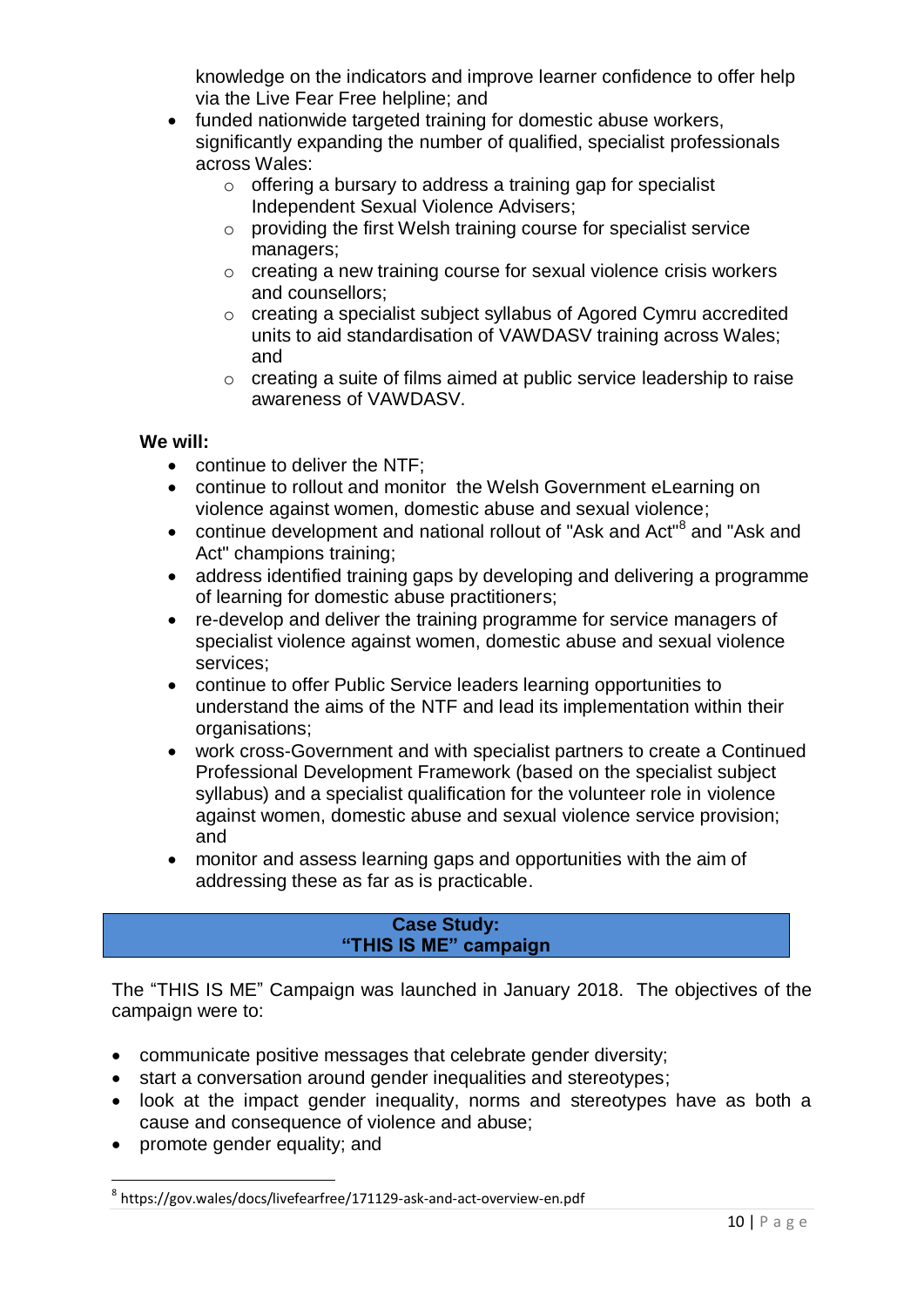knowledge on the indicators and improve learner confidence to offer help via the Live Fear Free helpline; and

- funded nationwide targeted training for domestic abuse workers, significantly expanding the number of qualified, specialist professionals across Wales:
    - offering a bursary to address a training gap for specialist Independent Sexual Violence Advisers;
    - providing the first Welsh training course for specialist service managers;
    - creating a new training course for sexual violence crisis workers and counsellors;
    - creating a specialist subject syllabus of Agored Cymru accredited units to aid standardisation of VAWDASV training across Wales; and
    - creating a suite of films aimed at public service leadership to raise awareness of VAWDASV.

**We will:**

- continue to deliver the NTF;
- continue to rollout and monitor the Welsh Government eLearning on violence against women, domestic abuse and sexual violence;
- continue development and national rollout of "Ask and Act"[8] and "Ask and Act" champions training;
- address identified training gaps by developing and delivering a programme of learning for domestic abuse practitioners;
- re-develop and deliver the training programme for service managers of specialist violence against women, domestic abuse and sexual violence services;
- continue to offer Public Service leaders learning opportunities to understand the aims of the NTF and lead its implementation within their organisations;
- work cross-Government and with specialist partners to create a Continued Professional Development Framework (based on the specialist subject syllabus) and a specialist qualification for the volunteer role in violence against women, domestic abuse and sexual violence service provision; and
- monitor and assess learning gaps and opportunities with the aim of addressing these as far as is practicable.

**Case Study:**
**"THIS IS ME" campaign**

The "THIS IS ME" Campaign was launched in January 2018. The objectives of the campaign were to:

- communicate positive messages that celebrate gender diversity;
- start a conversation around gender inequalities and stereotypes;
- look at the impact gender inequality, norms and stereotypes have as both a cause and consequence of violence and abuse;
- promote gender equality; and

[8] https://gov.wales/docs/livefearfree/171129-ask-and-act-overview-en.pdf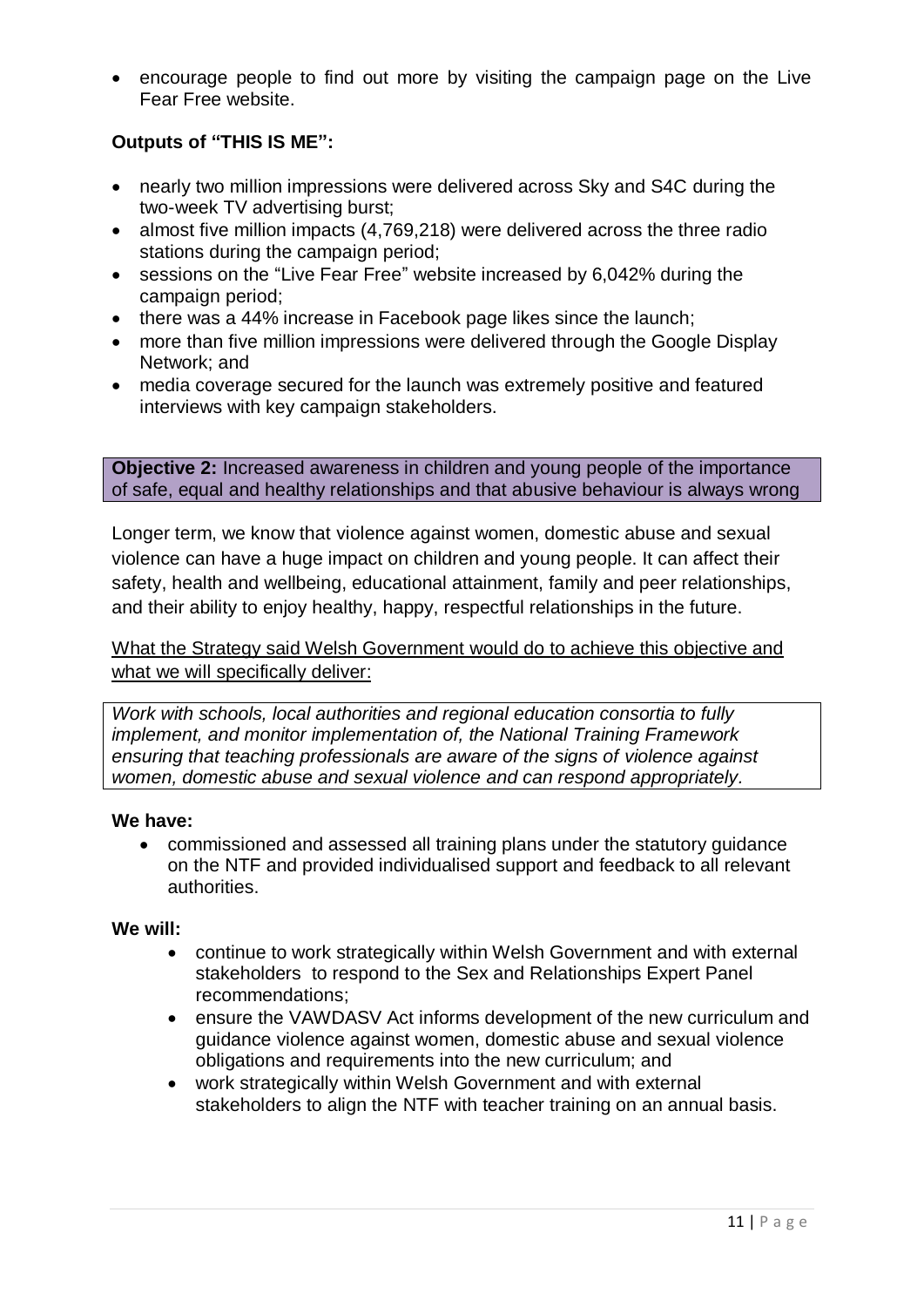- encourage people to find out more by visiting the campaign page on the Live Fear Free website.

**Outputs of "THIS IS ME":**

- nearly two million impressions were delivered across Sky and S4C during the two-week TV advertising burst;
- almost five million impacts (4,769,218) were delivered across the three radio stations during the campaign period;
- sessions on the "Live Fear Free" website increased by 6,042% during the campaign period;
- there was a 44% increase in Facebook page likes since the launch;
- more than five million impressions were delivered through the Google Display Network; and
- media coverage secured for the launch was extremely positive and featured interviews with key campaign stakeholders.

**Objective 2:** Increased awareness in children and young people of the importance of safe, equal and healthy relationships and that abusive behaviour is always wrong

Longer term, we know that violence against women, domestic abuse and sexual violence can have a huge impact on children and young people. It can affect their safety, health and wellbeing, educational attainment, family and peer relationships, and their ability to enjoy healthy, happy, respectful relationships in the future.

What the Strategy said Welsh Government would do to achieve this objective and what we will specifically deliver:

*Work with schools, local authorities and regional education consortia to fully implement, and monitor implementation of, the National Training Framework ensuring that teaching professionals are aware of the signs of violence against women, domestic abuse and sexual violence and can respond appropriately.*

**We have:**

- commissioned and assessed all training plans under the statutory guidance on the NTF and provided individualised support and feedback to all relevant authorities.

**We will:**

- continue to work strategically within Welsh Government and with external stakeholders to respond to the Sex and Relationships Expert Panel recommendations;
- ensure the VAWDASV Act informs development of the new curriculum and guidance violence against women, domestic abuse and sexual violence obligations and requirements into the new curriculum; and
- work strategically within Welsh Government and with external stakeholders to align the NTF with teacher training on an annual basis.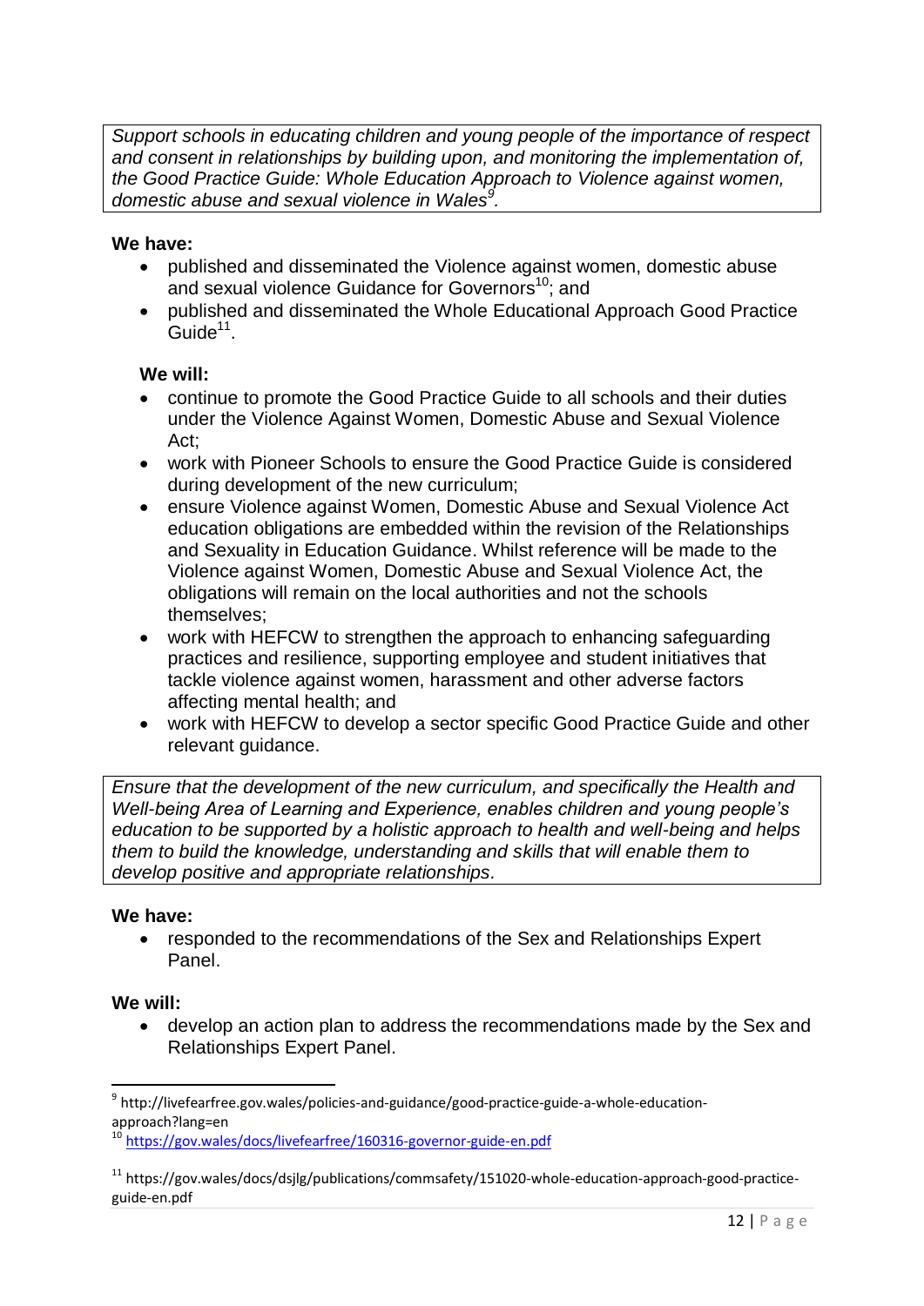*Support schools in educating children and young people of the importance of respect and consent in relationships by building upon, and monitoring the implementation of, the Good Practice Guide: Whole Education Approach to Violence against women, domestic abuse and sexual violence in Wales[9].*

**We have:**

- published and disseminated the Violence against women, domestic abuse and sexual violence Guidance for Governors[10]; and
- published and disseminated the Whole Educational Approach Good Practice Guide[11].

**We will:**

- continue to promote the Good Practice Guide to all schools and their duties under the Violence Against Women, Domestic Abuse and Sexual Violence Act;
- work with Pioneer Schools to ensure the Good Practice Guide is considered during development of the new curriculum;
- ensure Violence against Women, Domestic Abuse and Sexual Violence Act education obligations are embedded within the revision of the Relationships and Sexuality in Education Guidance. Whilst reference will be made to the Violence against Women, Domestic Abuse and Sexual Violence Act, the obligations will remain on the local authorities and not the schools themselves;
- work with HEFCW to strengthen the approach to enhancing safeguarding practices and resilience, supporting employee and student initiatives that tackle violence against women, harassment and other adverse factors affecting mental health; and
- work with HEFCW to develop a sector specific Good Practice Guide and other relevant guidance.

*Ensure that the development of the new curriculum, and specifically the Health and Well-being Area of Learning and Experience, enables children and young people's education to be supported by a holistic approach to health and well-being and helps them to build the knowledge, understanding and skills that will enable them to develop positive and appropriate relationships.*

**We have:**

- responded to the recommendations of the Sex and Relationships Expert Panel.

**We will:**

- develop an action plan to address the recommendations made by the Sex and Relationships Expert Panel.

---

[9] http://livefearfree.gov.wales/policies-and-guidance/good-practice-guide-a-whole-education-approach?lang=en

[10] https://gov.wales/docs/livefearfree/160316-governor-guide-en.pdf

[11] https://gov.wales/docs/dsjlg/publications/commsafety/151020-whole-education-approach-good-practice-guide-en.pdf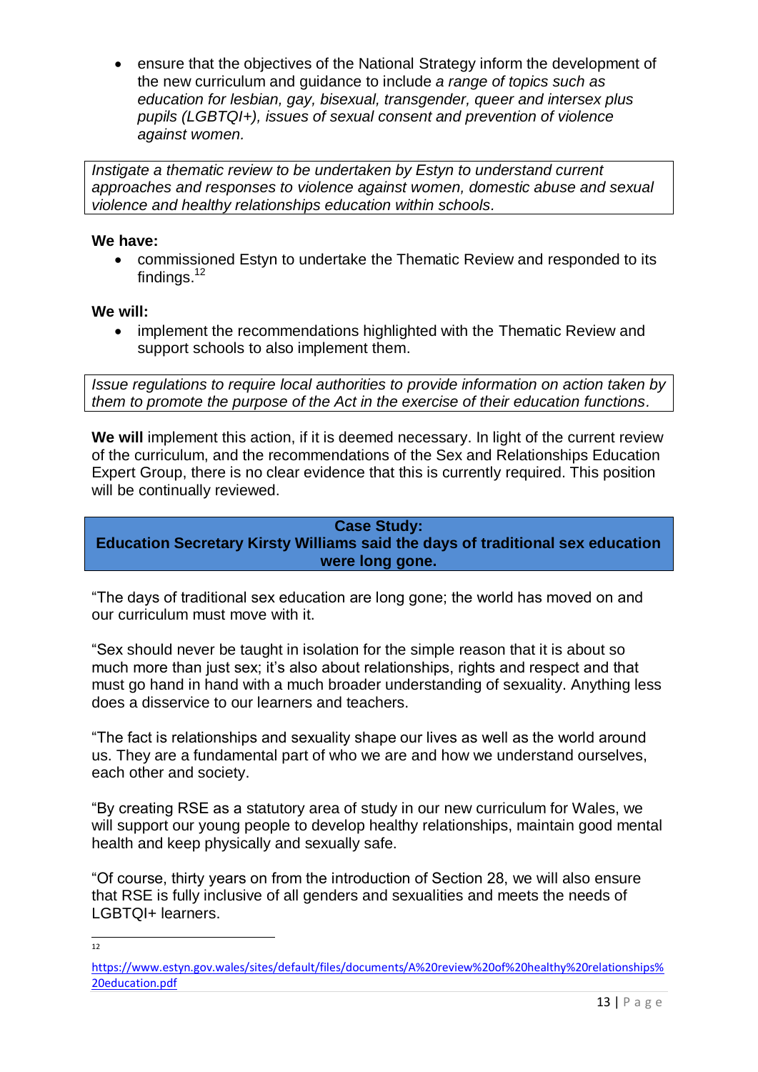- ensure that the objectives of the National Strategy inform the development of the new curriculum and guidance to include *a range of topics such as education for lesbian, gay, bisexual, transgender, queer and intersex plus pupils (LGBTQI+), issues of sexual consent and prevention of violence against women.*

*Instigate a thematic review to be undertaken by Estyn to understand current approaches and responses to violence against women, domestic abuse and sexual violence and healthy relationships education within schools.*

**We have:**

- commissioned Estyn to undertake the Thematic Review and responded to its findings.[12]

**We will:**

- implement the recommendations highlighted with the Thematic Review and support schools to also implement them.

*Issue regulations to require local authorities to provide information on action taken by them to promote the purpose of the Act in the exercise of their education functions.*

**We will** implement this action, if it is deemed necessary. In light of the current review of the curriculum, and the recommendations of the Sex and Relationships Education Expert Group, there is no clear evidence that this is currently required. This position will be continually reviewed.

**Case Study:**
**Education Secretary Kirsty Williams said the days of traditional sex education were long gone.**

"The days of traditional sex education are long gone; the world has moved on and our curriculum must move with it.

"Sex should never be taught in isolation for the simple reason that it is about so much more than just sex; it's also about relationships, rights and respect and that must go hand in hand with a much broader understanding of sexuality. Anything less does a disservice to our learners and teachers.

"The fact is relationships and sexuality shape our lives as well as the world around us. They are a fundamental part of who we are and how we understand ourselves, each other and society.

"By creating RSE as a statutory area of study in our new curriculum for Wales, we will support our young people to develop healthy relationships, maintain good mental health and keep physically and sexually safe.

"Of course, thirty years on from the introduction of Section 28, we will also ensure that RSE is fully inclusive of all genders and sexualities and meets the needs of LGBTQI+ learners.

---

[12] https://www.estyn.gov.wales/sites/default/files/documents/A%20review%20of%20healthy%20relationships%20education.pdf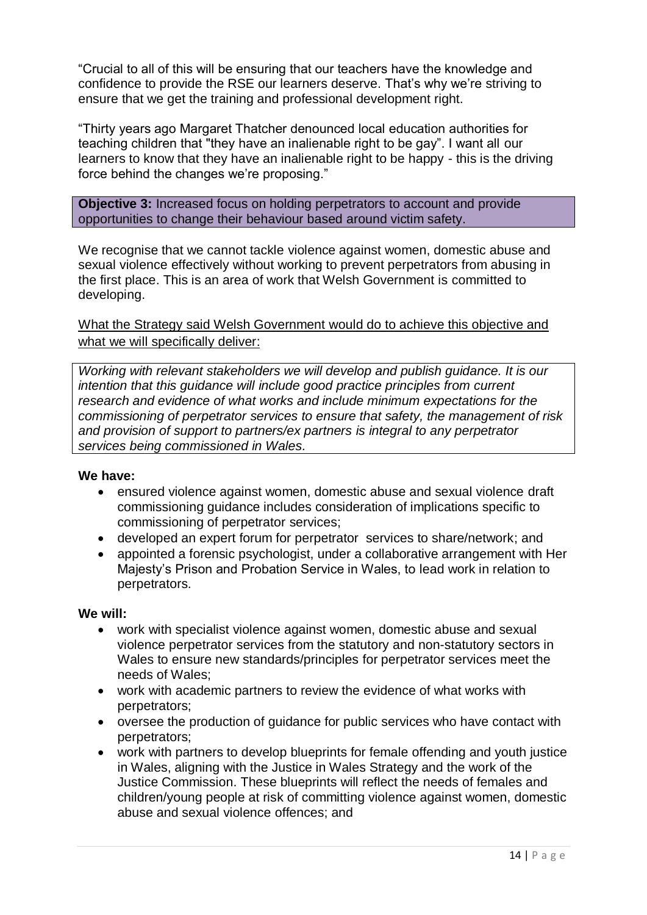"Crucial to all of this will be ensuring that our teachers have the knowledge and confidence to provide the RSE our learners deserve. That's why we're striving to ensure that we get the training and professional development right.

"Thirty years ago Margaret Thatcher denounced local education authorities for teaching children that "they have an inalienable right to be gay". I want all our learners to know that they have an inalienable right to be happy - this is the driving force behind the changes we're proposing."

**Objective 3:** Increased focus on holding perpetrators to account and provide opportunities to change their behaviour based around victim safety.

We recognise that we cannot tackle violence against women, domestic abuse and sexual violence effectively without working to prevent perpetrators from abusing in the first place. This is an area of work that Welsh Government is committed to developing.

<u>What the Strategy said Welsh Government would do to achieve this objective and what we will specifically deliver:</u>

*Working with relevant stakeholders we will develop and publish guidance. It is our intention that this guidance will include good practice principles from current research and evidence of what works and include minimum expectations for the commissioning of perpetrator services to ensure that safety, the management of risk and provision of support to partners/ex partners is integral to any perpetrator services being commissioned in Wales.*

**We have:**

- ensured violence against women, domestic abuse and sexual violence draft commissioning guidance includes consideration of implications specific to commissioning of perpetrator services;
- developed an expert forum for perpetrator services to share/network; and
- appointed a forensic psychologist, under a collaborative arrangement with Her Majesty's Prison and Probation Service in Wales, to lead work in relation to perpetrators.

**We will:**

- work with specialist violence against women, domestic abuse and sexual violence perpetrator services from the statutory and non-statutory sectors in Wales to ensure new standards/principles for perpetrator services meet the needs of Wales;
- work with academic partners to review the evidence of what works with perpetrators;
- oversee the production of guidance for public services who have contact with perpetrators;
- work with partners to develop blueprints for female offending and youth justice in Wales, aligning with the Justice in Wales Strategy and the work of the Justice Commission. These blueprints will reflect the needs of females and children/young people at risk of committing violence against women, domestic abuse and sexual violence offences; and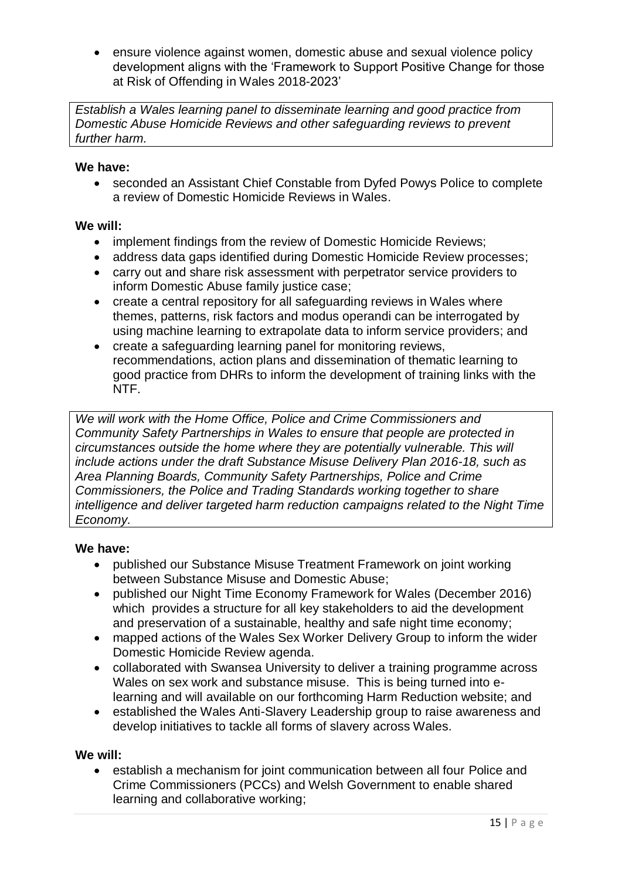- ensure violence against women, domestic abuse and sexual violence policy development aligns with the 'Framework to Support Positive Change for those at Risk of Offending in Wales 2018-2023'

*Establish a Wales learning panel to disseminate learning and good practice from Domestic Abuse Homicide Reviews and other safeguarding reviews to prevent further harm.*

**We have:**

- seconded an Assistant Chief Constable from Dyfed Powys Police to complete a review of Domestic Homicide Reviews in Wales.

**We will:**

- implement findings from the review of Domestic Homicide Reviews;
- address data gaps identified during Domestic Homicide Review processes;
- carry out and share risk assessment with perpetrator service providers to inform Domestic Abuse family justice case;
- create a central repository for all safeguarding reviews in Wales where themes, patterns, risk factors and modus operandi can be interrogated by using machine learning to extrapolate data to inform service providers; and
- create a safeguarding learning panel for monitoring reviews, recommendations, action plans and dissemination of thematic learning to good practice from DHRs to inform the development of training links with the NTF.

*We will work with the Home Office, Police and Crime Commissioners and Community Safety Partnerships in Wales to ensure that people are protected in circumstances outside the home where they are potentially vulnerable. This will include actions under the draft Substance Misuse Delivery Plan 2016-18, such as Area Planning Boards, Community Safety Partnerships, Police and Crime Commissioners, the Police and Trading Standards working together to share intelligence and deliver targeted harm reduction campaigns related to the Night Time Economy.*

**We have:**

- published our Substance Misuse Treatment Framework on joint working between Substance Misuse and Domestic Abuse;
- published our Night Time Economy Framework for Wales (December 2016) which provides a structure for all key stakeholders to aid the development and preservation of a sustainable, healthy and safe night time economy;
- mapped actions of the Wales Sex Worker Delivery Group to inform the wider Domestic Homicide Review agenda.
- collaborated with Swansea University to deliver a training programme across Wales on sex work and substance misuse. This is being turned into e-learning and will available on our forthcoming Harm Reduction website; and
- established the Wales Anti-Slavery Leadership group to raise awareness and develop initiatives to tackle all forms of slavery across Wales.

**We will:**

- establish a mechanism for joint communication between all four Police and Crime Commissioners (PCCs) and Welsh Government to enable shared learning and collaborative working;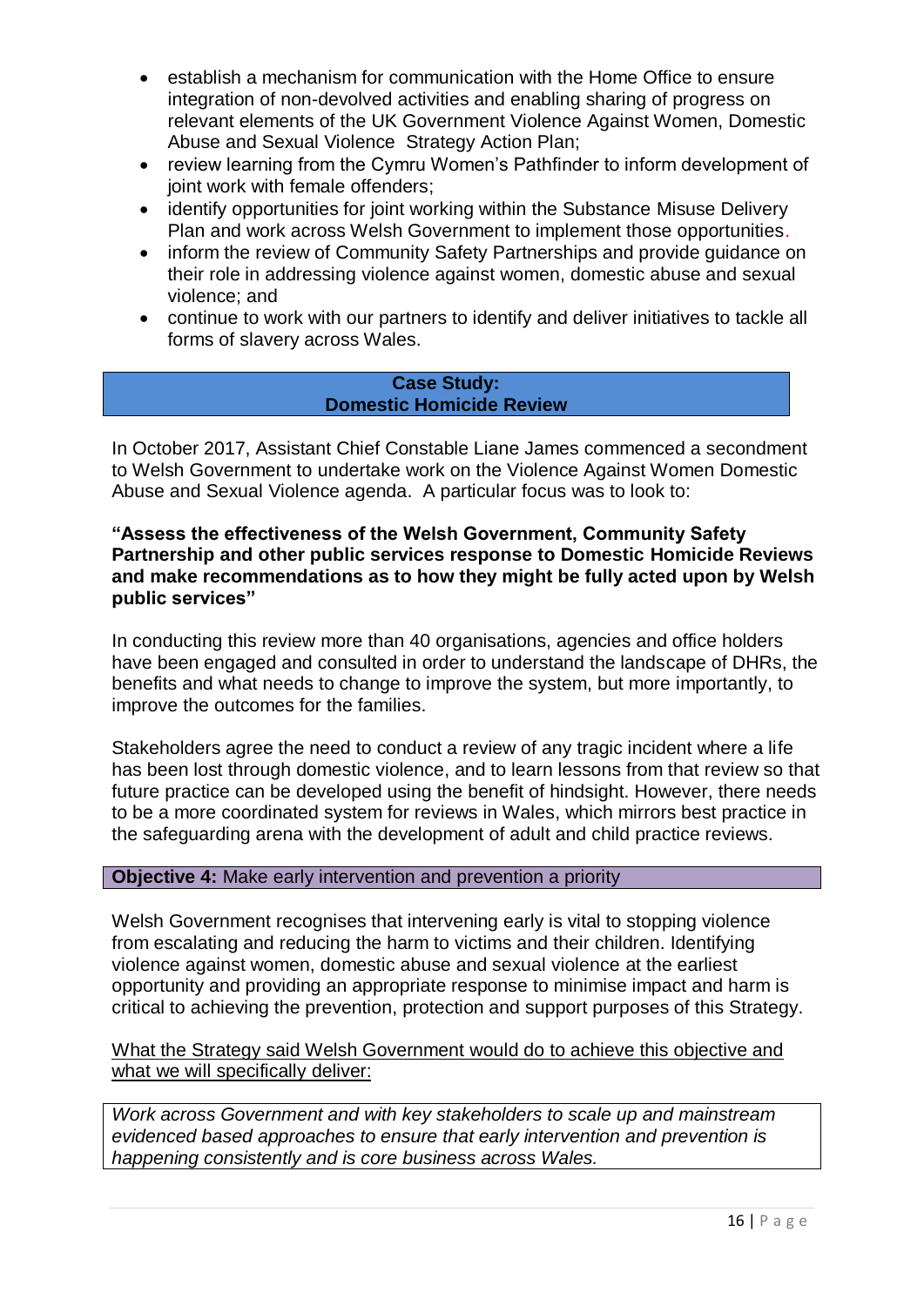- establish a mechanism for communication with the Home Office to ensure integration of non-devolved activities and enabling sharing of progress on relevant elements of the UK Government Violence Against Women, Domestic Abuse and Sexual Violence Strategy Action Plan;
- review learning from the Cymru Women's Pathfinder to inform development of joint work with female offenders;
- identify opportunities for joint working within the Substance Misuse Delivery Plan and work across Welsh Government to implement those opportunities.
- inform the review of Community Safety Partnerships and provide guidance on their role in addressing violence against women, domestic abuse and sexual violence; and
- continue to work with our partners to identify and deliver initiatives to tackle all forms of slavery across Wales.

**Case Study:**
**Domestic Homicide Review**

In October 2017, Assistant Chief Constable Liane James commenced a secondment to Welsh Government to undertake work on the Violence Against Women Domestic Abuse and Sexual Violence agenda. A particular focus was to look to:

**"Assess the effectiveness of the Welsh Government, Community Safety Partnership and other public services response to Domestic Homicide Reviews and make recommendations as to how they might be fully acted upon by Welsh public services"**

In conducting this review more than 40 organisations, agencies and office holders have been engaged and consulted in order to understand the landscape of DHRs, the benefits and what needs to change to improve the system, but more importantly, to improve the outcomes for the families.

Stakeholders agree the need to conduct a review of any tragic incident where a life has been lost through domestic violence, and to learn lessons from that review so that future practice can be developed using the benefit of hindsight. However, there needs to be a more coordinated system for reviews in Wales, which mirrors best practice in the safeguarding arena with the development of adult and child practice reviews.

**Objective 4:** Make early intervention and prevention a priority

Welsh Government recognises that intervening early is vital to stopping violence from escalating and reducing the harm to victims and their children. Identifying violence against women, domestic abuse and sexual violence at the earliest opportunity and providing an appropriate response to minimise impact and harm is critical to achieving the prevention, protection and support purposes of this Strategy.

<u>What the Strategy said Welsh Government would do to achieve this objective and what we will specifically deliver:</u>

*Work across Government and with key stakeholders to scale up and mainstream evidenced based approaches to ensure that early intervention and prevention is happening consistently and is core business across Wales.*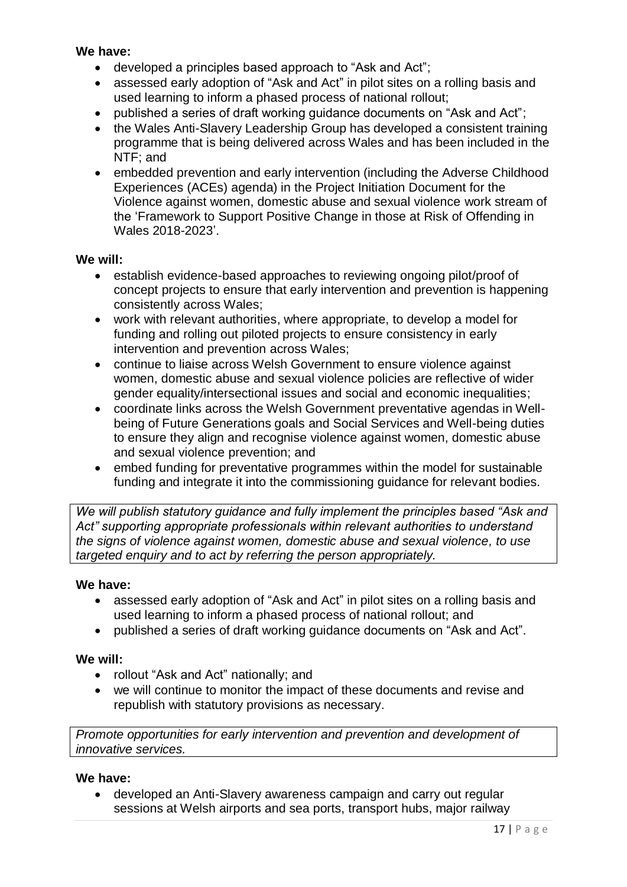**We have:**

- developed a principles based approach to "Ask and Act";
- assessed early adoption of "Ask and Act" in pilot sites on a rolling basis and used learning to inform a phased process of national rollout;
- published a series of draft working guidance documents on "Ask and Act";
- the Wales Anti-Slavery Leadership Group has developed a consistent training programme that is being delivered across Wales and has been included in the NTF; and
- embedded prevention and early intervention (including the Adverse Childhood Experiences (ACEs) agenda) in the Project Initiation Document for the Violence against women, domestic abuse and sexual violence work stream of the 'Framework to Support Positive Change in those at Risk of Offending in Wales 2018-2023'.

**We will:**

- establish evidence-based approaches to reviewing ongoing pilot/proof of concept projects to ensure that early intervention and prevention is happening consistently across Wales;
- work with relevant authorities, where appropriate, to develop a model for funding and rolling out piloted projects to ensure consistency in early intervention and prevention across Wales;
- continue to liaise across Welsh Government to ensure violence against women, domestic abuse and sexual violence policies are reflective of wider gender equality/intersectional issues and social and economic inequalities;
- coordinate links across the Welsh Government preventative agendas in Well-being of Future Generations goals and Social Services and Well-being duties to ensure they align and recognise violence against women, domestic abuse and sexual violence prevention; and
- embed funding for preventative programmes within the model for sustainable funding and integrate it into the commissioning guidance for relevant bodies.

*We will publish statutory guidance and fully implement the principles based "Ask and Act" supporting appropriate professionals within relevant authorities to understand the signs of violence against women, domestic abuse and sexual violence, to use targeted enquiry and to act by referring the person appropriately.*

**We have:**

- assessed early adoption of "Ask and Act" in pilot sites on a rolling basis and used learning to inform a phased process of national rollout; and
- published a series of draft working guidance documents on "Ask and Act".

**We will:**

- rollout "Ask and Act" nationally; and
- we will continue to monitor the impact of these documents and revise and republish with statutory provisions as necessary.

*Promote opportunities for early intervention and prevention and development of innovative services.*

**We have:**

- developed an Anti-Slavery awareness campaign and carry out regular sessions at Welsh airports and sea ports, transport hubs, major railway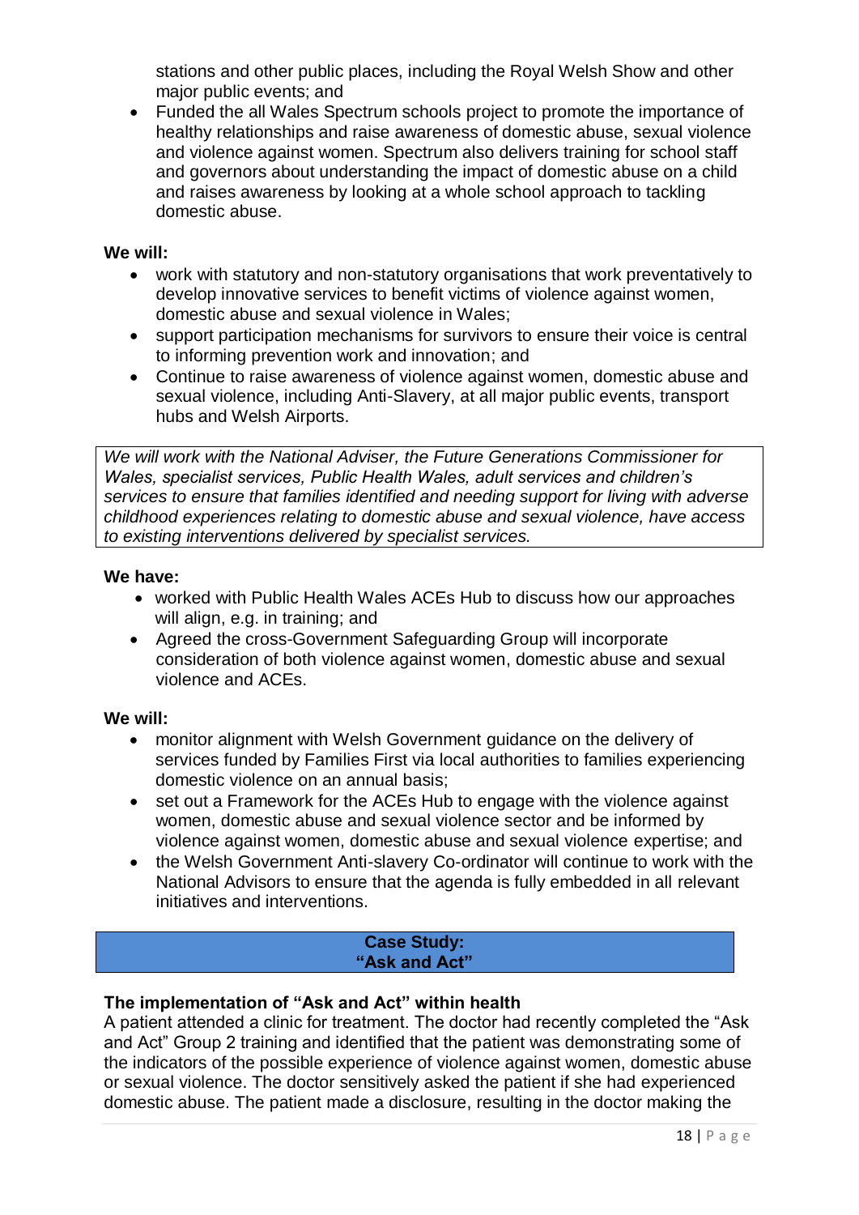stations and other public places, including the Royal Welsh Show and other major public events; and
- Funded the all Wales Spectrum schools project to promote the importance of healthy relationships and raise awareness of domestic abuse, sexual violence and violence against women. Spectrum also delivers training for school staff and governors about understanding the impact of domestic abuse on a child and raises awareness by looking at a whole school approach to tackling domestic abuse.

**We will:**

- work with statutory and non-statutory organisations that work preventatively to develop innovative services to benefit victims of violence against women, domestic abuse and sexual violence in Wales;
- support participation mechanisms for survivors to ensure their voice is central to informing prevention work and innovation; and
- Continue to raise awareness of violence against women, domestic abuse and sexual violence, including Anti-Slavery, at all major public events, transport hubs and Welsh Airports.

*We will work with the National Adviser, the Future Generations Commissioner for Wales, specialist services, Public Health Wales, adult services and children's services to ensure that families identified and needing support for living with adverse childhood experiences relating to domestic abuse and sexual violence, have access to existing interventions delivered by specialist services.*

**We have:**

- worked with Public Health Wales ACEs Hub to discuss how our approaches will align, e.g. in training; and
- Agreed the cross-Government Safeguarding Group will incorporate consideration of both violence against women, domestic abuse and sexual violence and ACEs.

**We will:**

- monitor alignment with Welsh Government guidance on the delivery of services funded by Families First via local authorities to families experiencing domestic violence on an annual basis;
- set out a Framework for the ACEs Hub to engage with the violence against women, domestic abuse and sexual violence sector and be informed by violence against women, domestic abuse and sexual violence expertise; and
- the Welsh Government Anti-slavery Co-ordinator will continue to work with the National Advisors to ensure that the agenda is fully embedded in all relevant initiatives and interventions.

**Case Study:**
**"Ask and Act"**

**The implementation of "Ask and Act" within health**

A patient attended a clinic for treatment. The doctor had recently completed the "Ask and Act" Group 2 training and identified that the patient was demonstrating some of the indicators of the possible experience of violence against women, domestic abuse or sexual violence. The doctor sensitively asked the patient if she had experienced domestic abuse. The patient made a disclosure, resulting in the doctor making the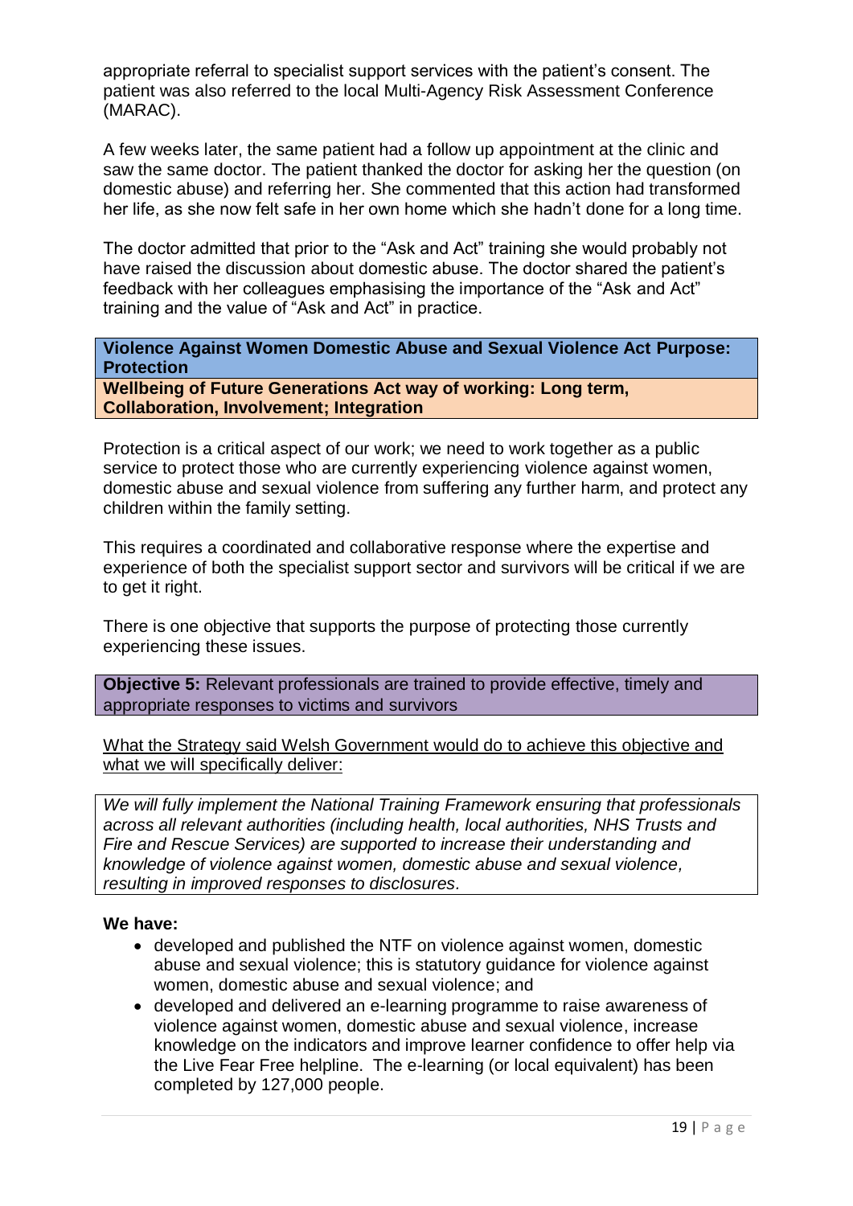appropriate referral to specialist support services with the patient's consent. The patient was also referred to the local Multi-Agency Risk Assessment Conference (MARAC).

A few weeks later, the same patient had a follow up appointment at the clinic and saw the same doctor. The patient thanked the doctor for asking her the question (on domestic abuse) and referring her. She commented that this action had transformed her life, as she now felt safe in her own home which she hadn't done for a long time.

The doctor admitted that prior to the "Ask and Act" training she would probably not have raised the discussion about domestic abuse. The doctor shared the patient's feedback with her colleagues emphasising the importance of the "Ask and Act" training and the value of "Ask and Act" in practice.

**Violence Against Women Domestic Abuse and Sexual Violence Act Purpose: Protection**

**Wellbeing of Future Generations Act way of working: Long term, Collaboration, Involvement; Integration**

Protection is a critical aspect of our work; we need to work together as a public service to protect those who are currently experiencing violence against women, domestic abuse and sexual violence from suffering any further harm, and protect any children within the family setting.

This requires a coordinated and collaborative response where the expertise and experience of both the specialist support sector and survivors will be critical if we are to get it right.

There is one objective that supports the purpose of protecting those currently experiencing these issues.

**Objective 5:** Relevant professionals are trained to provide effective, timely and appropriate responses to victims and survivors

<u>What the Strategy said Welsh Government would do to achieve this objective and what we will specifically deliver:</u>

*We will fully implement the National Training Framework ensuring that professionals across all relevant authorities (including health, local authorities, NHS Trusts and Fire and Rescue Services) are supported to increase their understanding and knowledge of violence against women, domestic abuse and sexual violence, resulting in improved responses to disclosures.*

**We have:**

- developed and published the NTF on violence against women, domestic abuse and sexual violence; this is statutory guidance for violence against women, domestic abuse and sexual violence; and
- developed and delivered an e-learning programme to raise awareness of violence against women, domestic abuse and sexual violence, increase knowledge on the indicators and improve learner confidence to offer help via the Live Fear Free helpline. The e-learning (or local equivalent) has been completed by 127,000 people.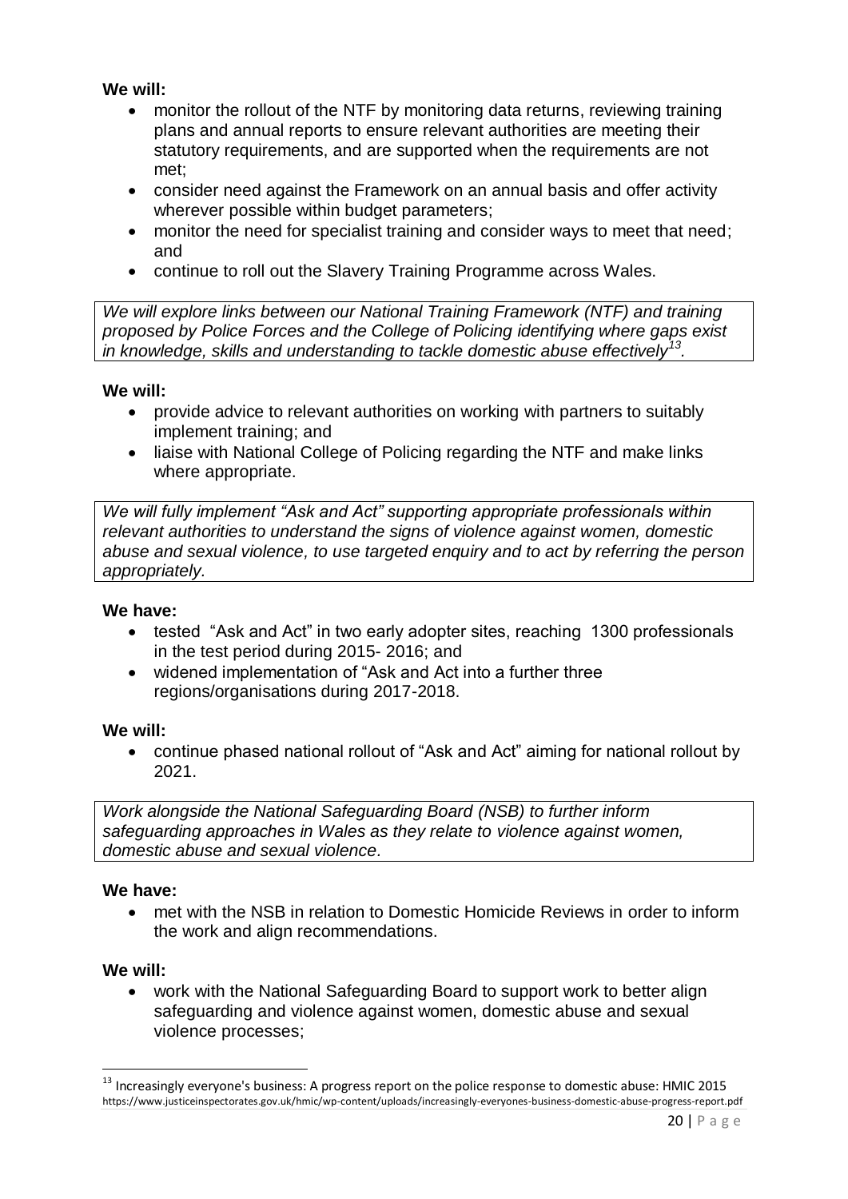**We will:**

- monitor the rollout of the NTF by monitoring data returns, reviewing training plans and annual reports to ensure relevant authorities are meeting their statutory requirements, and are supported when the requirements are not met;
- consider need against the Framework on an annual basis and offer activity wherever possible within budget parameters;
- monitor the need for specialist training and consider ways to meet that need; and
- continue to roll out the Slavery Training Programme across Wales.

*We will explore links between our National Training Framework (NTF) and training proposed by Police Forces and the College of Policing identifying where gaps exist in knowledge, skills and understanding to tackle domestic abuse effectively*[13].

**We will:**

- provide advice to relevant authorities on working with partners to suitably implement training; and
- liaise with National College of Policing regarding the NTF and make links where appropriate.

*We will fully implement "Ask and Act" supporting appropriate professionals within relevant authorities to understand the signs of violence against women, domestic abuse and sexual violence, to use targeted enquiry and to act by referring the person appropriately.*

**We have:**

- tested "Ask and Act" in two early adopter sites, reaching 1300 professionals in the test period during 2015- 2016; and
- widened implementation of "Ask and Act into a further three regions/organisations during 2017-2018.

**We will:**

- continue phased national rollout of "Ask and Act" aiming for national rollout by 2021.

*Work alongside the National Safeguarding Board (NSB) to further inform safeguarding approaches in Wales as they relate to violence against women, domestic abuse and sexual violence.*

**We have:**

- met with the NSB in relation to Domestic Homicide Reviews in order to inform the work and align recommendations.

**We will:**

- work with the National Safeguarding Board to support work to better align safeguarding and violence against women, domestic abuse and sexual violence processes;

[13] Increasingly everyone's business: A progress report on the police response to domestic abuse: HMIC 2015 https://www.justiceinspectorates.gov.uk/hmic/wp-content/uploads/increasingly-everyones-business-domestic-abuse-progress-report.pdf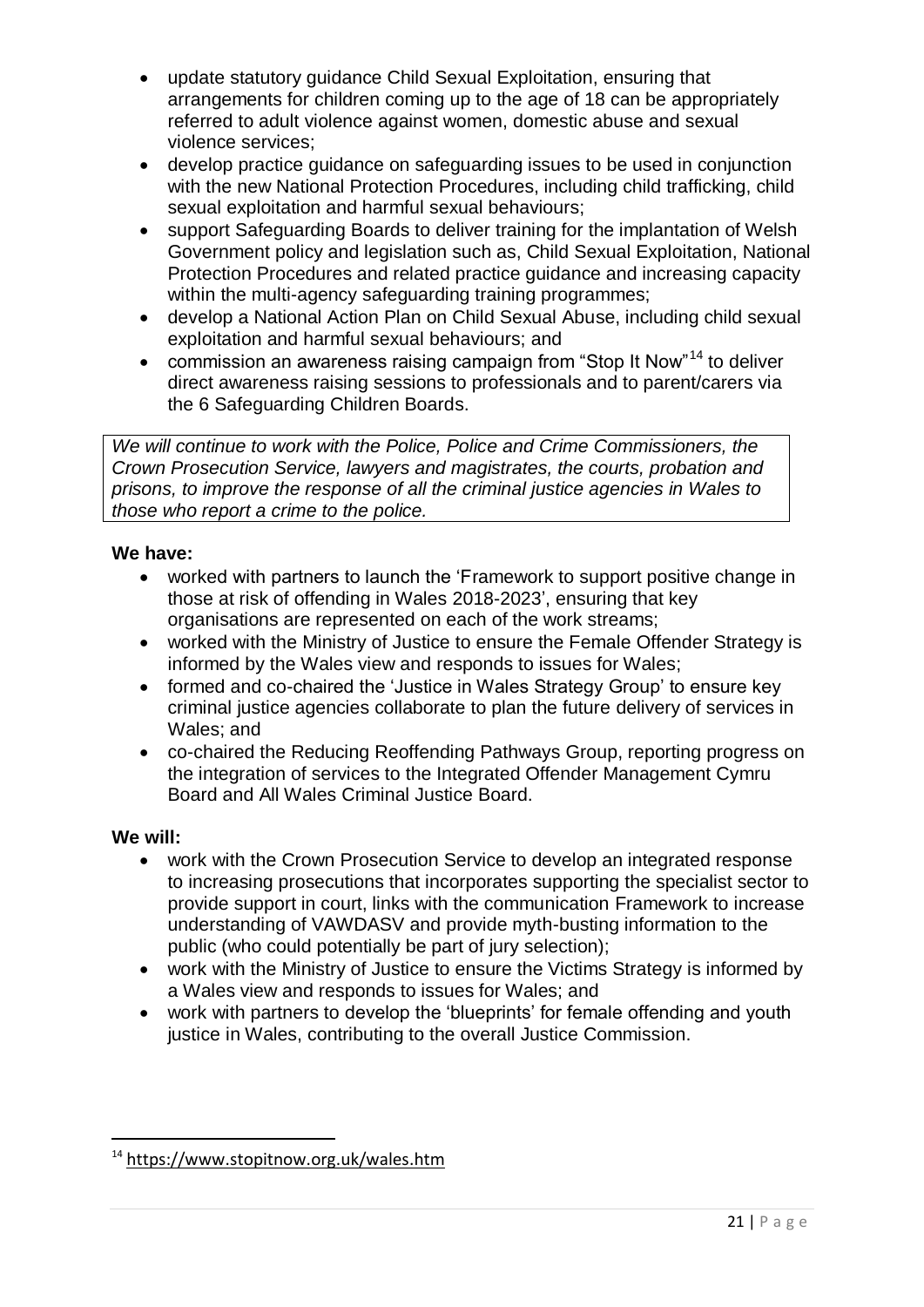- update statutory guidance Child Sexual Exploitation, ensuring that arrangements for children coming up to the age of 18 can be appropriately referred to adult violence against women, domestic abuse and sexual violence services;
- develop practice guidance on safeguarding issues to be used in conjunction with the new National Protection Procedures, including child trafficking, child sexual exploitation and harmful sexual behaviours;
- support Safeguarding Boards to deliver training for the implantation of Welsh Government policy and legislation such as, Child Sexual Exploitation, National Protection Procedures and related practice guidance and increasing capacity within the multi-agency safeguarding training programmes;
- develop a National Action Plan on Child Sexual Abuse, including child sexual exploitation and harmful sexual behaviours; and
- commission an awareness raising campaign from "Stop It Now"[14] to deliver direct awareness raising sessions to professionals and to parent/carers via the 6 Safeguarding Children Boards.

*We will continue to work with the Police, Police and Crime Commissioners, the Crown Prosecution Service, lawyers and magistrates, the courts, probation and prisons, to improve the response of all the criminal justice agencies in Wales to those who report a crime to the police.*

**We have:**

- worked with partners to launch the 'Framework to support positive change in those at risk of offending in Wales 2018-2023', ensuring that key organisations are represented on each of the work streams;
- worked with the Ministry of Justice to ensure the Female Offender Strategy is informed by the Wales view and responds to issues for Wales;
- formed and co-chaired the 'Justice in Wales Strategy Group' to ensure key criminal justice agencies collaborate to plan the future delivery of services in Wales; and
- co-chaired the Reducing Reoffending Pathways Group, reporting progress on the integration of services to the Integrated Offender Management Cymru Board and All Wales Criminal Justice Board.

**We will:**

- work with the Crown Prosecution Service to develop an integrated response to increasing prosecutions that incorporates supporting the specialist sector to provide support in court, links with the communication Framework to increase understanding of VAWDASV and provide myth-busting information to the public (who could potentially be part of jury selection);
- work with the Ministry of Justice to ensure the Victims Strategy is informed by a Wales view and responds to issues for Wales; and
- work with partners to develop the 'blueprints' for female offending and youth justice in Wales, contributing to the overall Justice Commission.

---

[14] https://www.stopitnow.org.uk/wales.htm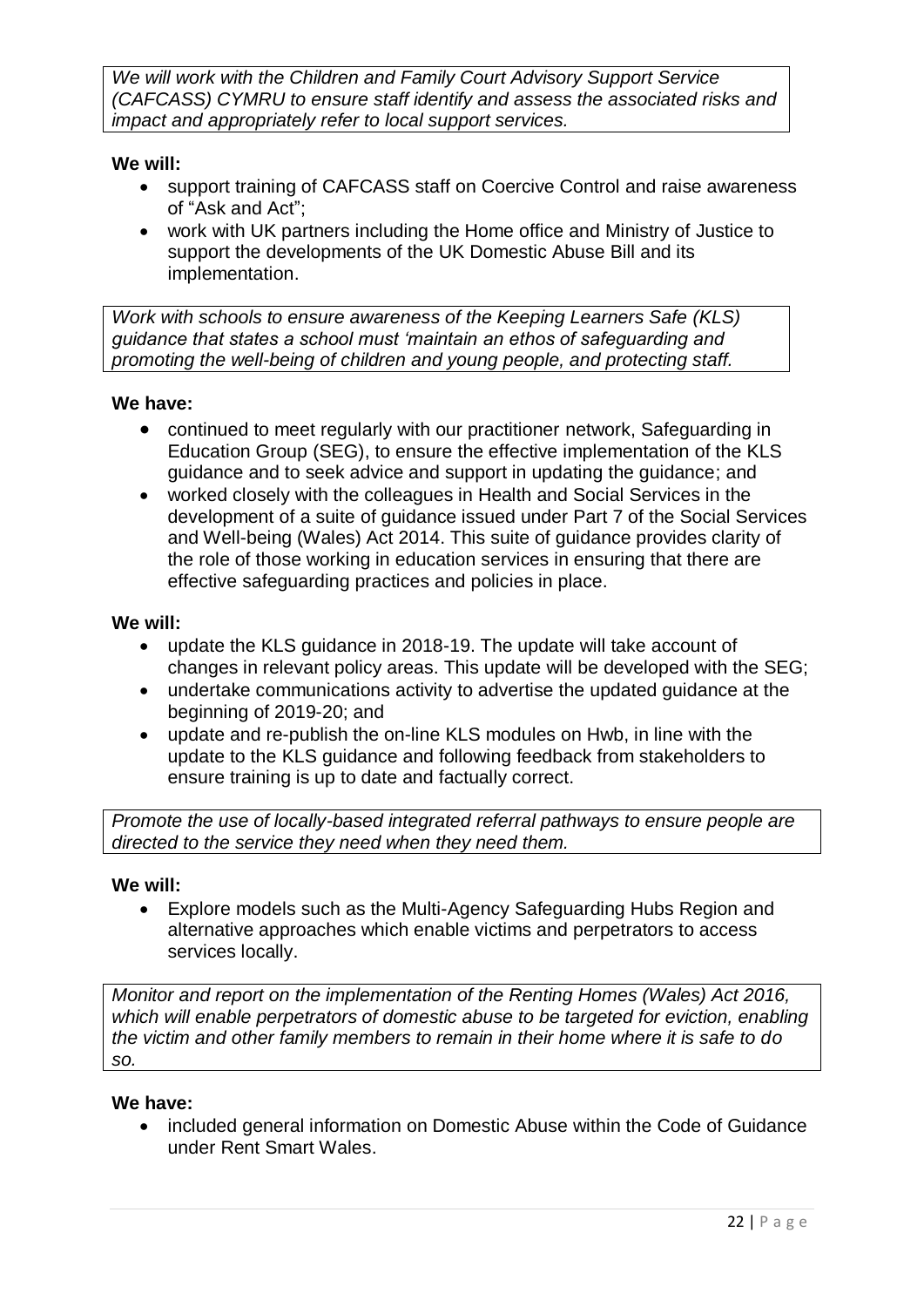*We will work with the Children and Family Court Advisory Support Service (CAFCASS) CYMRU to ensure staff identify and assess the associated risks and impact and appropriately refer to local support services.*

**We will:**

- support training of CAFCASS staff on Coercive Control and raise awareness of "Ask and Act";
- work with UK partners including the Home office and Ministry of Justice to support the developments of the UK Domestic Abuse Bill and its implementation.

*Work with schools to ensure awareness of the Keeping Learners Safe (KLS) guidance that states a school must 'maintain an ethos of safeguarding and promoting the well-being of children and young people, and protecting staff.*

**We have:**

- continued to meet regularly with our practitioner network, Safeguarding in Education Group (SEG), to ensure the effective implementation of the KLS guidance and to seek advice and support in updating the guidance; and
- worked closely with the colleagues in Health and Social Services in the development of a suite of guidance issued under Part 7 of the Social Services and Well-being (Wales) Act 2014. This suite of guidance provides clarity of the role of those working in education services in ensuring that there are effective safeguarding practices and policies in place.

**We will:**

- update the KLS guidance in 2018-19. The update will take account of changes in relevant policy areas. This update will be developed with the SEG;
- undertake communications activity to advertise the updated guidance at the beginning of 2019-20; and
- update and re-publish the on-line KLS modules on Hwb, in line with the update to the KLS guidance and following feedback from stakeholders to ensure training is up to date and factually correct.

*Promote the use of locally-based integrated referral pathways to ensure people are directed to the service they need when they need them.*

**We will:**

- Explore models such as the Multi-Agency Safeguarding Hubs Region and alternative approaches which enable victims and perpetrators to access services locally.

*Monitor and report on the implementation of the Renting Homes (Wales) Act 2016, which will enable perpetrators of domestic abuse to be targeted for eviction, enabling the victim and other family members to remain in their home where it is safe to do so.*

**We have:**

- included general information on Domestic Abuse within the Code of Guidance under Rent Smart Wales.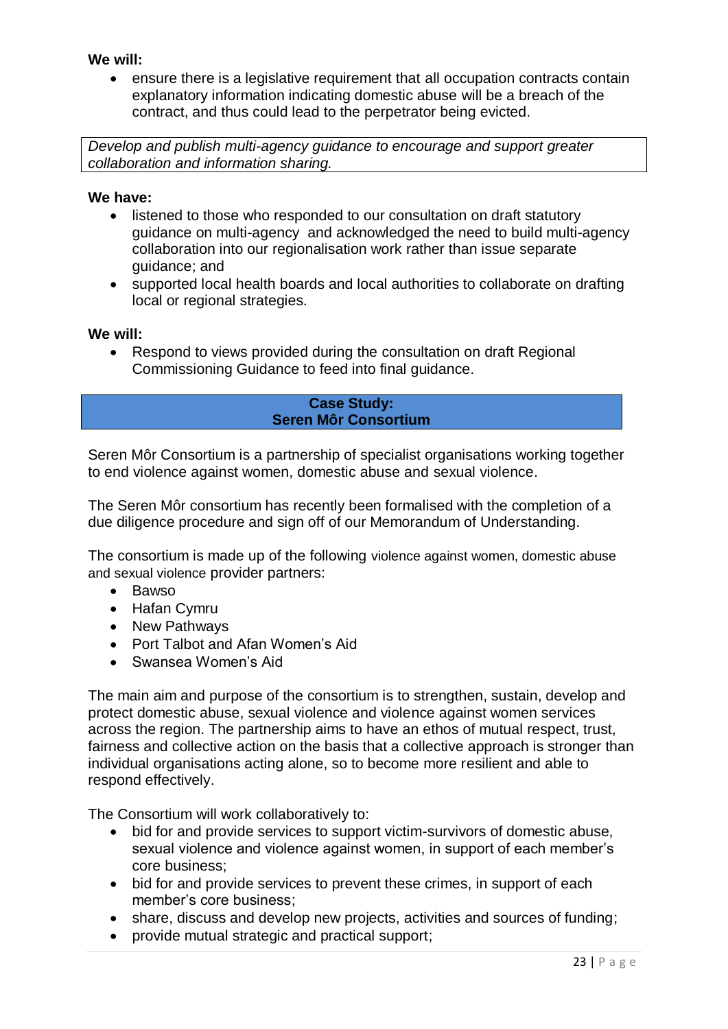**We will:**

- ensure there is a legislative requirement that all occupation contracts contain explanatory information indicating domestic abuse will be a breach of the contract, and thus could lead to the perpetrator being evicted.

*Develop and publish multi-agency guidance to encourage and support greater collaboration and information sharing.*

**We have:**

- listened to those who responded to our consultation on draft statutory guidance on multi-agency and acknowledged the need to build multi-agency collaboration into our regionalisation work rather than issue separate guidance; and
- supported local health boards and local authorities to collaborate on drafting local or regional strategies.

**We will:**

- Respond to views provided during the consultation on draft Regional Commissioning Guidance to feed into final guidance.

**Case Study:**
**Seren Môr Consortium**

Seren Môr Consortium is a partnership of specialist organisations working together to end violence against women, domestic abuse and sexual violence.

The Seren Môr consortium has recently been formalised with the completion of a due diligence procedure and sign off of our Memorandum of Understanding.

The consortium is made up of the following violence against women, domestic abuse and sexual violence provider partners:

- Bawso
- Hafan Cymru
- New Pathways
- Port Talbot and Afan Women's Aid
- Swansea Women's Aid

The main aim and purpose of the consortium is to strengthen, sustain, develop and protect domestic abuse, sexual violence and violence against women services across the region. The partnership aims to have an ethos of mutual respect, trust, fairness and collective action on the basis that a collective approach is stronger than individual organisations acting alone, so to become more resilient and able to respond effectively.

The Consortium will work collaboratively to:

- bid for and provide services to support victim-survivors of domestic abuse, sexual violence and violence against women, in support of each member's core business;
- bid for and provide services to prevent these crimes, in support of each member's core business;
- share, discuss and develop new projects, activities and sources of funding;
- provide mutual strategic and practical support;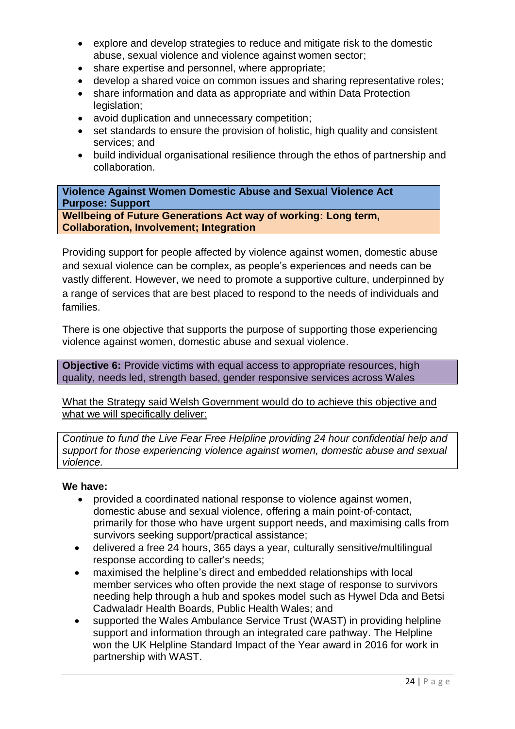- explore and develop strategies to reduce and mitigate risk to the domestic abuse, sexual violence and violence against women sector;
- share expertise and personnel, where appropriate;
- develop a shared voice on common issues and sharing representative roles;
- share information and data as appropriate and within Data Protection legislation;
- avoid duplication and unnecessary competition;
- set standards to ensure the provision of holistic, high quality and consistent services; and
- build individual organisational resilience through the ethos of partnership and collaboration.

**Violence Against Women Domestic Abuse and Sexual Violence Act Purpose: Support**

**Wellbeing of Future Generations Act way of working: Long term, Collaboration, Involvement; Integration**

Providing support for people affected by violence against women, domestic abuse and sexual violence can be complex, as people's experiences and needs can be vastly different. However, we need to promote a supportive culture, underpinned by a range of services that are best placed to respond to the needs of individuals and families.

There is one objective that supports the purpose of supporting those experiencing violence against women, domestic abuse and sexual violence.

**Objective 6:** Provide victims with equal access to appropriate resources, high quality, needs led, strength based, gender responsive services across Wales

What the Strategy said Welsh Government would do to achieve this objective and what we will specifically deliver:

*Continue to fund the Live Fear Free Helpline providing 24 hour confidential help and support for those experiencing violence against women, domestic abuse and sexual violence.*

**We have:**

- provided a coordinated national response to violence against women, domestic abuse and sexual violence, offering a main point-of-contact, primarily for those who have urgent support needs, and maximising calls from survivors seeking support/practical assistance;
- delivered a free 24 hours, 365 days a year, culturally sensitive/multilingual response according to caller's needs;
- maximised the helpline's direct and embedded relationships with local member services who often provide the next stage of response to survivors needing help through a hub and spokes model such as Hywel Dda and Betsi Cadwaladr Health Boards, Public Health Wales; and
- supported the Wales Ambulance Service Trust (WAST) in providing helpline support and information through an integrated care pathway. The Helpline won the UK Helpline Standard Impact of the Year award in 2016 for work in partnership with WAST.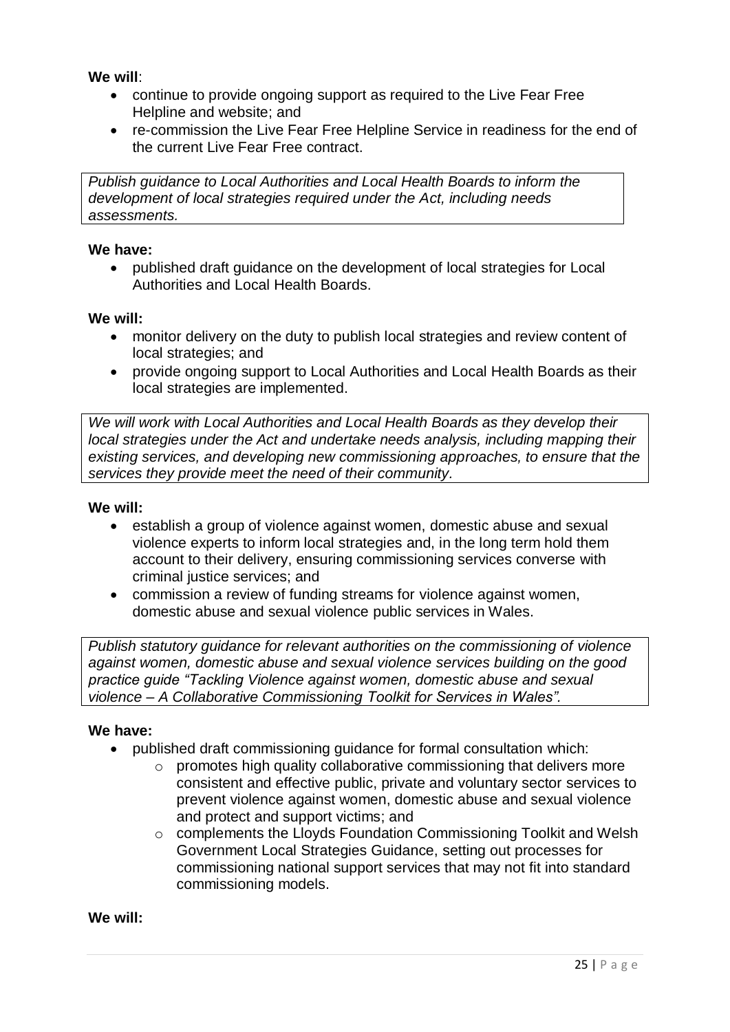**We will**:

- continue to provide ongoing support as required to the Live Fear Free Helpline and website; and
- re-commission the Live Fear Free Helpline Service in readiness for the end of the current Live Fear Free contract.

*Publish guidance to Local Authorities and Local Health Boards to inform the development of local strategies required under the Act, including needs assessments.*

**We have:**

- published draft guidance on the development of local strategies for Local Authorities and Local Health Boards.

**We will:**

- monitor delivery on the duty to publish local strategies and review content of local strategies; and
- provide ongoing support to Local Authorities and Local Health Boards as their local strategies are implemented.

*We will work with Local Authorities and Local Health Boards as they develop their local strategies under the Act and undertake needs analysis, including mapping their existing services, and developing new commissioning approaches, to ensure that the services they provide meet the need of their community.*

**We will:**

- establish a group of violence against women, domestic abuse and sexual violence experts to inform local strategies and, in the long term hold them account to their delivery, ensuring commissioning services converse with criminal justice services; and
- commission a review of funding streams for violence against women, domestic abuse and sexual violence public services in Wales.

*Publish statutory guidance for relevant authorities on the commissioning of violence against women, domestic abuse and sexual violence services building on the good practice guide "Tackling Violence against women, domestic abuse and sexual violence – A Collaborative Commissioning Toolkit for Services in Wales".*

**We have:**

- published draft commissioning guidance for formal consultation which:
  - promotes high quality collaborative commissioning that delivers more consistent and effective public, private and voluntary sector services to prevent violence against women, domestic abuse and sexual violence and protect and support victims; and
  - complements the Lloyds Foundation Commissioning Toolkit and Welsh Government Local Strategies Guidance, setting out processes for commissioning national support services that may not fit into standard commissioning models.

**We will:**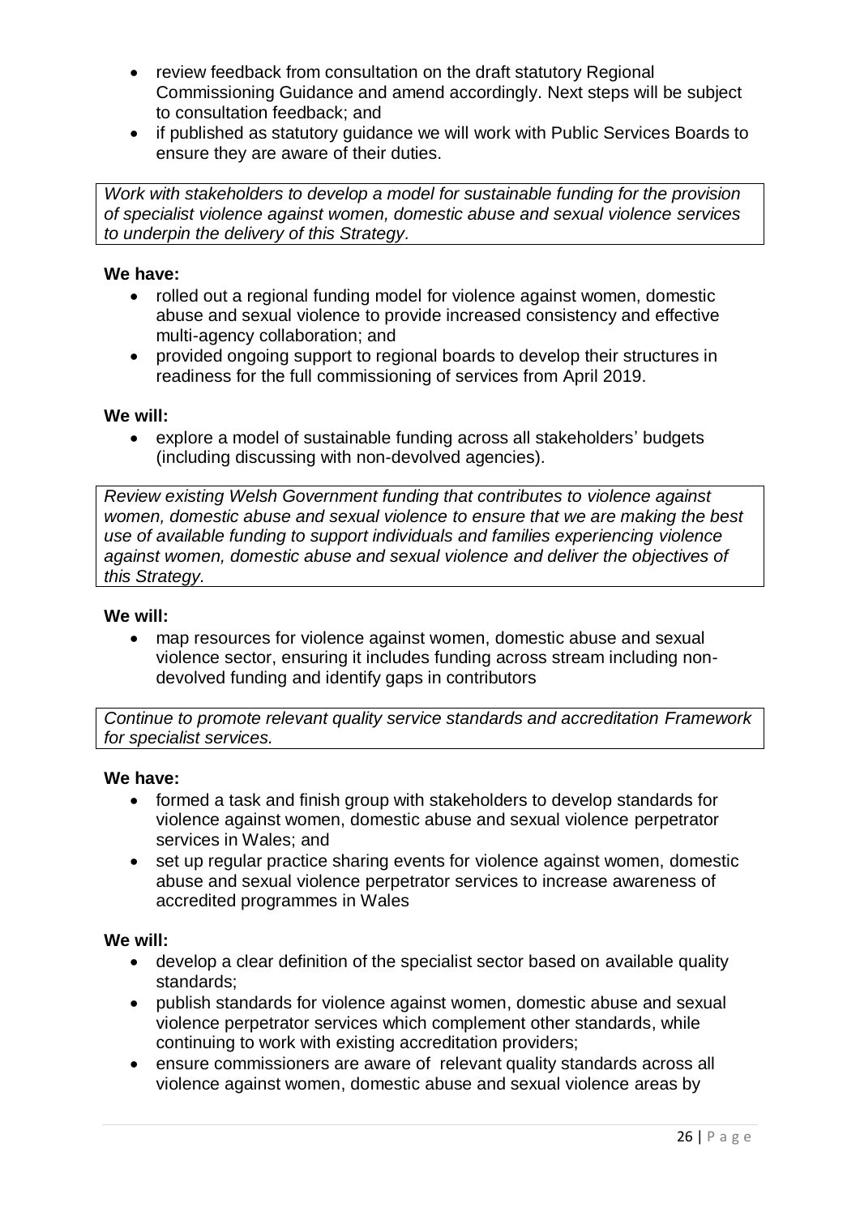- review feedback from consultation on the draft statutory Regional Commissioning Guidance and amend accordingly. Next steps will be subject to consultation feedback; and
- if published as statutory guidance we will work with Public Services Boards to ensure they are aware of their duties.

*Work with stakeholders to develop a model for sustainable funding for the provision of specialist violence against women, domestic abuse and sexual violence services to underpin the delivery of this Strategy.*

**We have:**

- rolled out a regional funding model for violence against women, domestic abuse and sexual violence to provide increased consistency and effective multi-agency collaboration; and
- provided ongoing support to regional boards to develop their structures in readiness for the full commissioning of services from April 2019.

**We will:**

- explore a model of sustainable funding across all stakeholders' budgets (including discussing with non-devolved agencies).

*Review existing Welsh Government funding that contributes to violence against women, domestic abuse and sexual violence to ensure that we are making the best use of available funding to support individuals and families experiencing violence against women, domestic abuse and sexual violence and deliver the objectives of this Strategy.*

**We will:**

- map resources for violence against women, domestic abuse and sexual violence sector, ensuring it includes funding across stream including non-devolved funding and identify gaps in contributors

*Continue to promote relevant quality service standards and accreditation Framework for specialist services.*

**We have:**

- formed a task and finish group with stakeholders to develop standards for violence against women, domestic abuse and sexual violence perpetrator services in Wales; and
- set up regular practice sharing events for violence against women, domestic abuse and sexual violence perpetrator services to increase awareness of accredited programmes in Wales

**We will:**

- develop a clear definition of the specialist sector based on available quality standards;
- publish standards for violence against women, domestic abuse and sexual violence perpetrator services which complement other standards, while continuing to work with existing accreditation providers;
- ensure commissioners are aware of relevant quality standards across all violence against women, domestic abuse and sexual violence areas by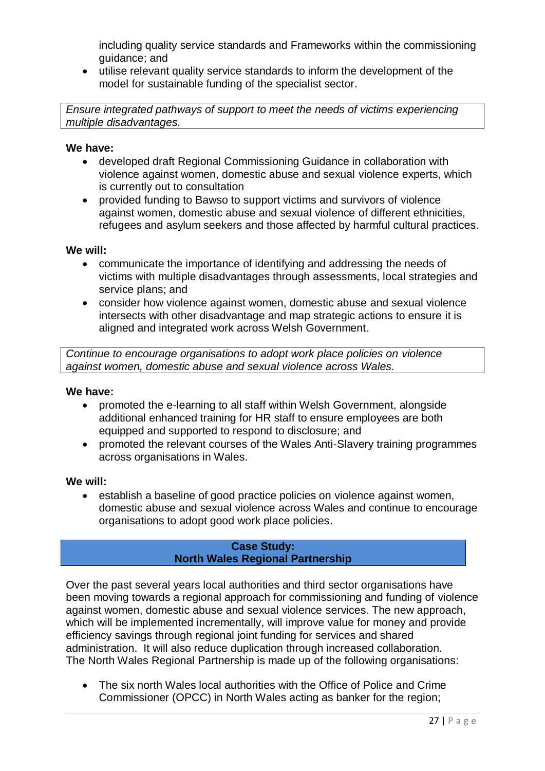including quality service standards and Frameworks within the commissioning guidance; and
- utilise relevant quality service standards to inform the development of the model for sustainable funding of the specialist sector.

*Ensure integrated pathways of support to meet the needs of victims experiencing multiple disadvantages.*

**We have:**

- developed draft Regional Commissioning Guidance in collaboration with violence against women, domestic abuse and sexual violence experts, which is currently out to consultation
- provided funding to Bawso to support victims and survivors of violence against women, domestic abuse and sexual violence of different ethnicities, refugees and asylum seekers and those affected by harmful cultural practices.

**We will:**

- communicate the importance of identifying and addressing the needs of victims with multiple disadvantages through assessments, local strategies and service plans; and
- consider how violence against women, domestic abuse and sexual violence intersects with other disadvantage and map strategic actions to ensure it is aligned and integrated work across Welsh Government.

*Continue to encourage organisations to adopt work place policies on violence against women, domestic abuse and sexual violence across Wales.*

**We have:**

- promoted the e-learning to all staff within Welsh Government, alongside additional enhanced training for HR staff to ensure employees are both equipped and supported to respond to disclosure; and
- promoted the relevant courses of the Wales Anti-Slavery training programmes across organisations in Wales.

**We will:**

- establish a baseline of good practice policies on violence against women, domestic abuse and sexual violence across Wales and continue to encourage organisations to adopt good work place policies.

**Case Study:**
**North Wales Regional Partnership**

Over the past several years local authorities and third sector organisations have been moving towards a regional approach for commissioning and funding of violence against women, domestic abuse and sexual violence services. The new approach, which will be implemented incrementally, will improve value for money and provide efficiency savings through regional joint funding for services and shared administration. It will also reduce duplication through increased collaboration. The North Wales Regional Partnership is made up of the following organisations:

- The six north Wales local authorities with the Office of Police and Crime Commissioner (OPCC) in North Wales acting as banker for the region;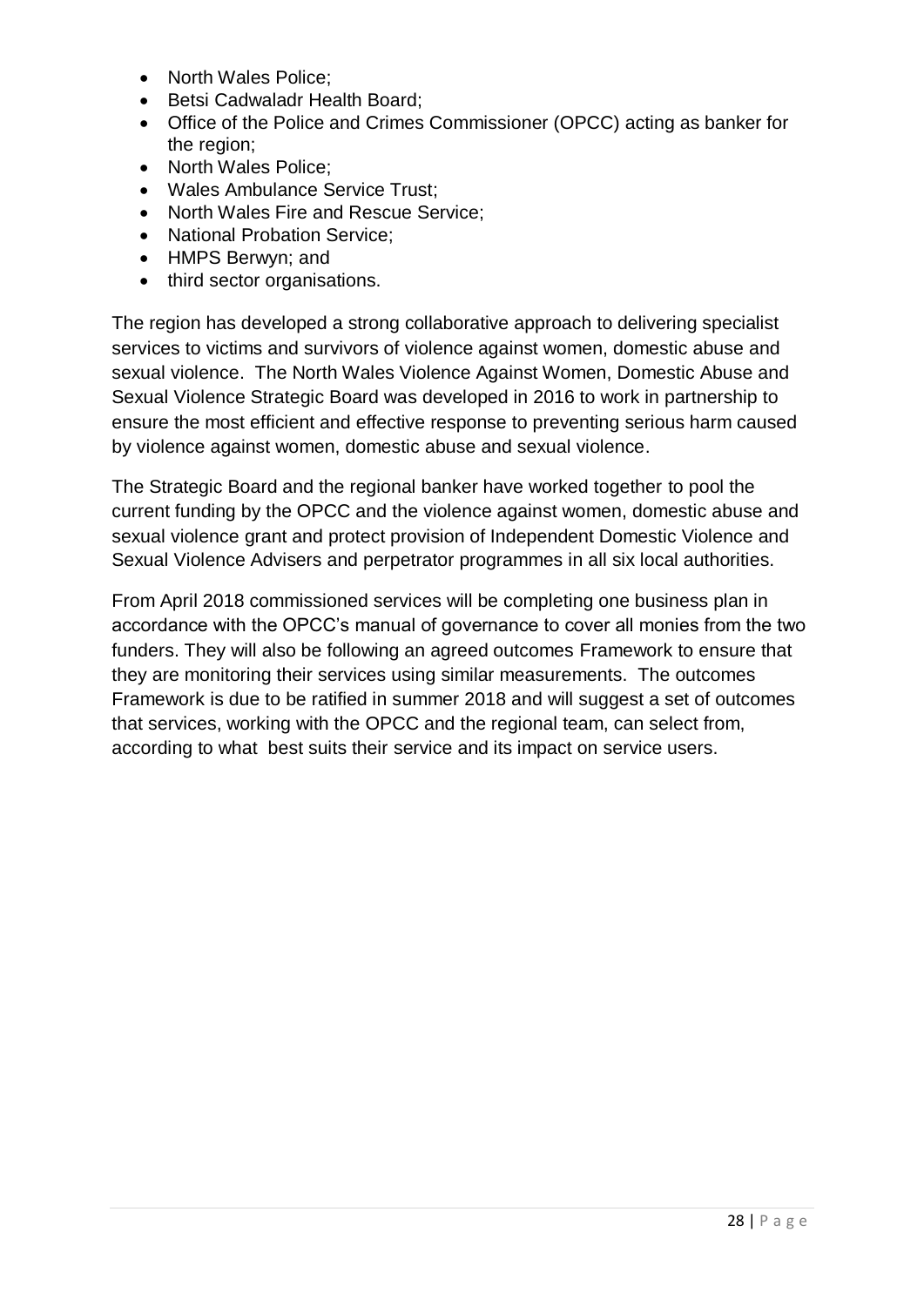- North Wales Police;
- Betsi Cadwaladr Health Board;
- Office of the Police and Crimes Commissioner (OPCC) acting as banker for the region;
- North Wales Police;
- Wales Ambulance Service Trust;
- North Wales Fire and Rescue Service;
- National Probation Service;
- HMPS Berwyn; and
- third sector organisations.

The region has developed a strong collaborative approach to delivering specialist services to victims and survivors of violence against women, domestic abuse and sexual violence. The North Wales Violence Against Women, Domestic Abuse and Sexual Violence Strategic Board was developed in 2016 to work in partnership to ensure the most efficient and effective response to preventing serious harm caused by violence against women, domestic abuse and sexual violence.

The Strategic Board and the regional banker have worked together to pool the current funding by the OPCC and the violence against women, domestic abuse and sexual violence grant and protect provision of Independent Domestic Violence and Sexual Violence Advisers and perpetrator programmes in all six local authorities.

From April 2018 commissioned services will be completing one business plan in accordance with the OPCC's manual of governance to cover all monies from the two funders. They will also be following an agreed outcomes Framework to ensure that they are monitoring their services using similar measurements. The outcomes Framework is due to be ratified in summer 2018 and will suggest a set of outcomes that services, working with the OPCC and the regional team, can select from, according to what best suits their service and its impact on service users.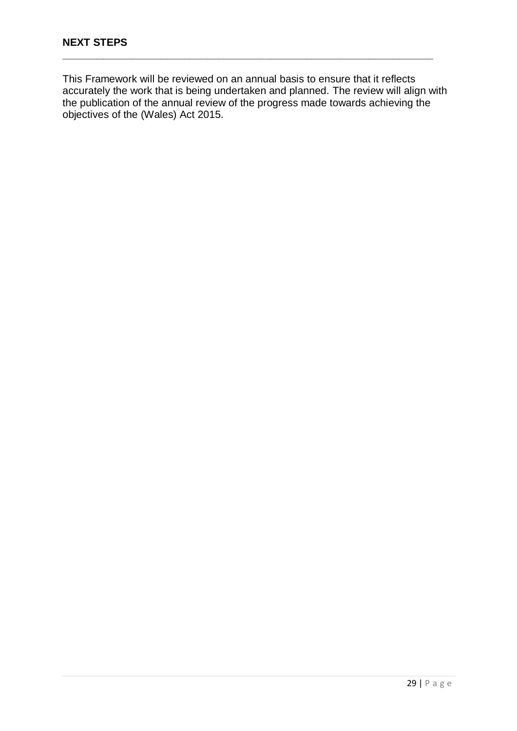## NEXT STEPS

This Framework will be reviewed on an annual basis to ensure that it reflects accurately the work that is being undertaken and planned. The review will align with the publication of the annual review of the progress made towards achieving the objectives of the (Wales) Act 2015.